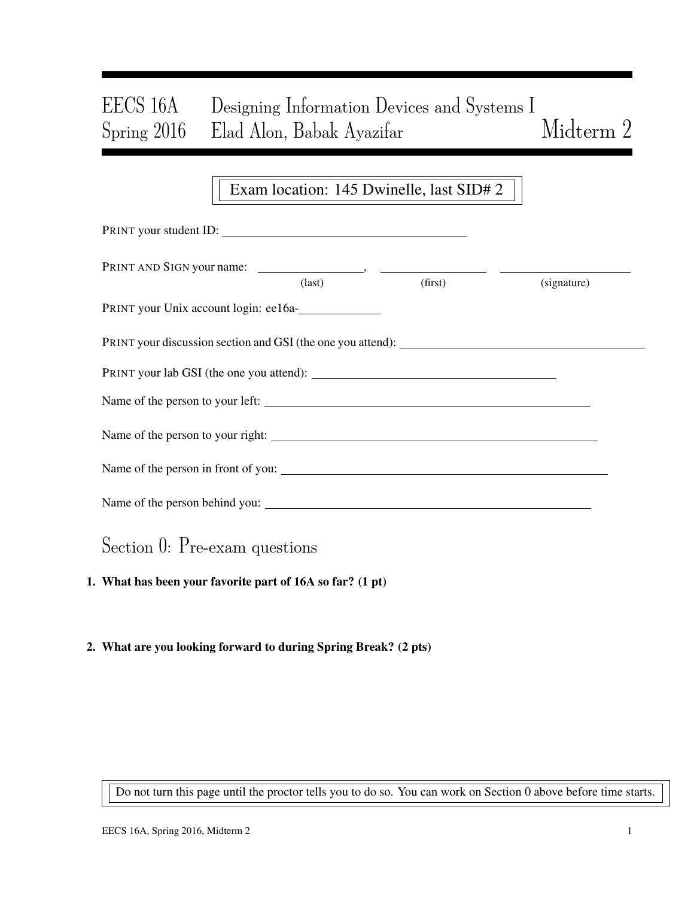# EECS 16A Designing Information Devices and Systems I
# Spring 2016 Elad Alon, Babak Ayazifar Midterm 2

Exam location: 145 Dwinelle, last SID# 2

PRINT your student ID: ________________________________

PRINT AND SIGN your name: ______________, ______________ ______________
(last) (first) (signature)

PRINT your Unix account login: ee16a-__________

PRINT your discussion section and GSI (the one you attend): ________________________________

PRINT your lab GSI (the one you attend): ________________________________

Name of the person to your left: ________________________________

Name of the person to your right: ________________________________

Name of the person in front of you: ________________________________

Name of the person behind you: ________________________________

## Section 0: Pre-exam questions

**1. What has been your favorite part of 16A so far? (1 pt)**

**2. What are you looking forward to during Spring Break? (2 pts)**

Do not turn this page until the proctor tells you to do so. You can work on Section 0 above before time starts.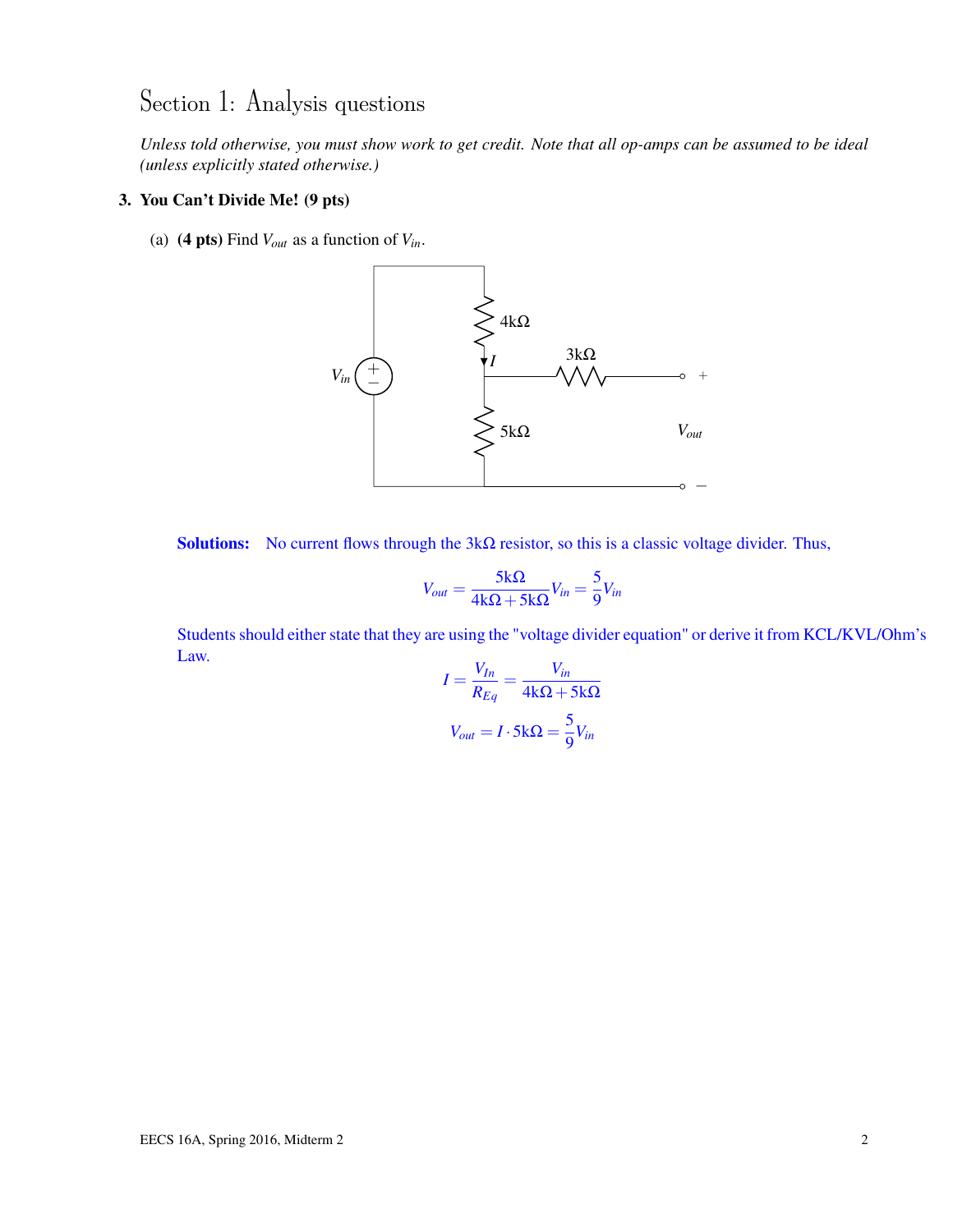# Section 1: Analysis questions

*Unless told otherwise, you must show work to get credit. Note that all op-amps can be assumed to be ideal (unless explicitly stated otherwise.)*

**3. You Can't Divide Me! (9 pts)**

(a) **(4 pts)** Find $V_{out}$ as a function of $V_{in}$.

**Solutions:** No current flows through the 3kΩ resistor, so this is a classic voltage divider. Thus,

$$V_{out} = \frac{5\text{k}\Omega}{4\text{k}\Omega + 5\text{k}\Omega} V_{in} = \frac{5}{9} V_{in}$$

Students should either state that they are using the "voltage divider equation" or derive it from KCL/KVL/Ohm's Law.

$$I = \frac{V_{In}}{R_{Eq}} = \frac{V_{in}}{4\text{k}\Omega + 5\text{k}\Omega}$$

$$V_{out} = I \cdot 5\text{k}\Omega = \frac{5}{9} V_{in}$$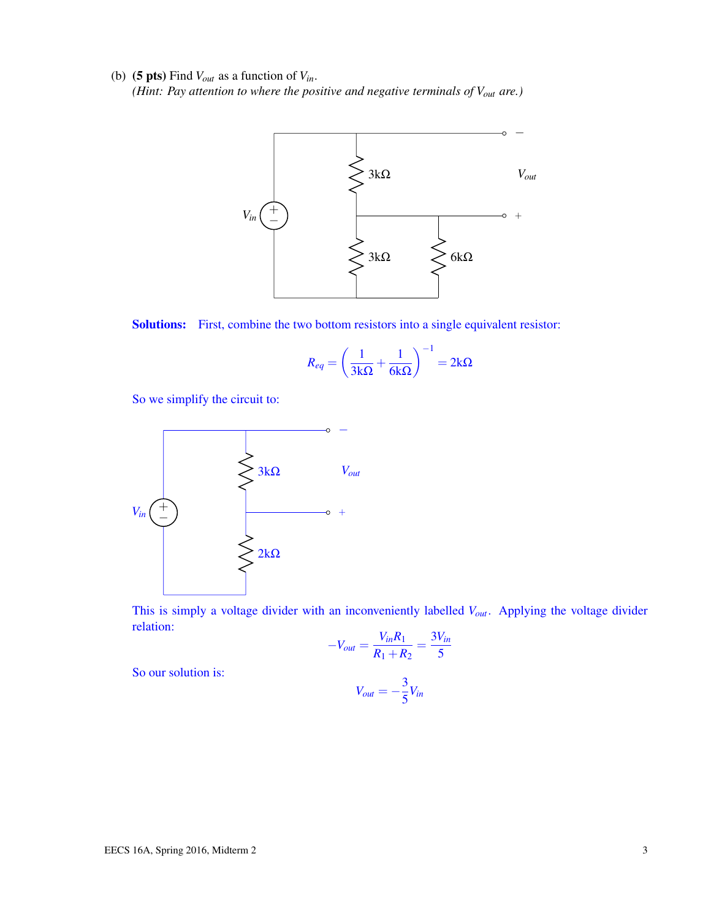(b) **(5 pts)** Find $V_{out}$ as a function of $V_{in}$.
*(Hint: Pay attention to where the positive and negative terminals of $V_{out}$ are.)*

**Solutions:** First, combine the two bottom resistors into a single equivalent resistor:

$$R_{eq} = \left(\frac{1}{3\text{k}\Omega} + \frac{1}{6\text{k}\Omega}\right)^{-1} = 2\text{k}\Omega$$

So we simplify the circuit to:

This is simply a voltage divider with an inconveniently labelled $V_{out}$. Applying the voltage divider relation:

$$-V_{out} = \frac{V_{in}R_1}{R_1 + R_2} = \frac{3V_{in}}{5}$$

So our solution is:

$$V_{out} = -\frac{3}{5}V_{in}$$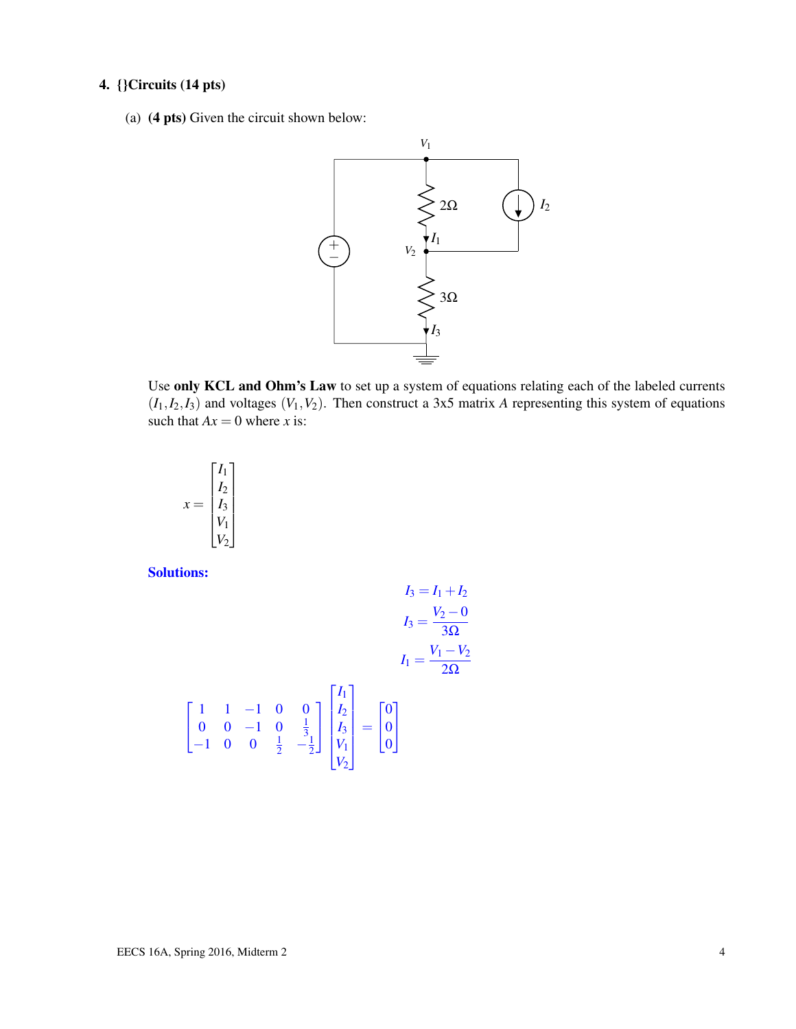## 4. {}Circuits (14 pts)

(a) **(4 pts)** Given the circuit shown below:

Use **only KCL and Ohm's Law** to set up a system of equations relating each of the labeled currents $(I_1, I_2, I_3)$ and voltages $(V_1, V_2)$. Then construct a 3x5 matrix $A$ representing this system of equations such that $Ax = 0$ where $x$ is:

$$x = \begin{bmatrix} I_1 \\ I_2 \\ I_3 \\ V_1 \\ V_2 \end{bmatrix}$$

**Solutions:**

$$I_3 = I_1 + I_2$$

$$I_3 = \frac{V_2 - 0}{3\Omega}$$

$$I_1 = \frac{V_1 - V_2}{2\Omega}$$

$$\begin{bmatrix} 1 & 1 & -1 & 0 & 0 \\ 0 & 0 & -1 & 0 & \frac{1}{3} \\ -1 & 0 & 0 & \frac{1}{2} & -\frac{1}{2} \end{bmatrix} \begin{bmatrix} I_1 \\ I_2 \\ I_3 \\ V_1 \\ V_2 \end{bmatrix} = \begin{bmatrix} 0 \\ 0 \\ 0 \end{bmatrix}$$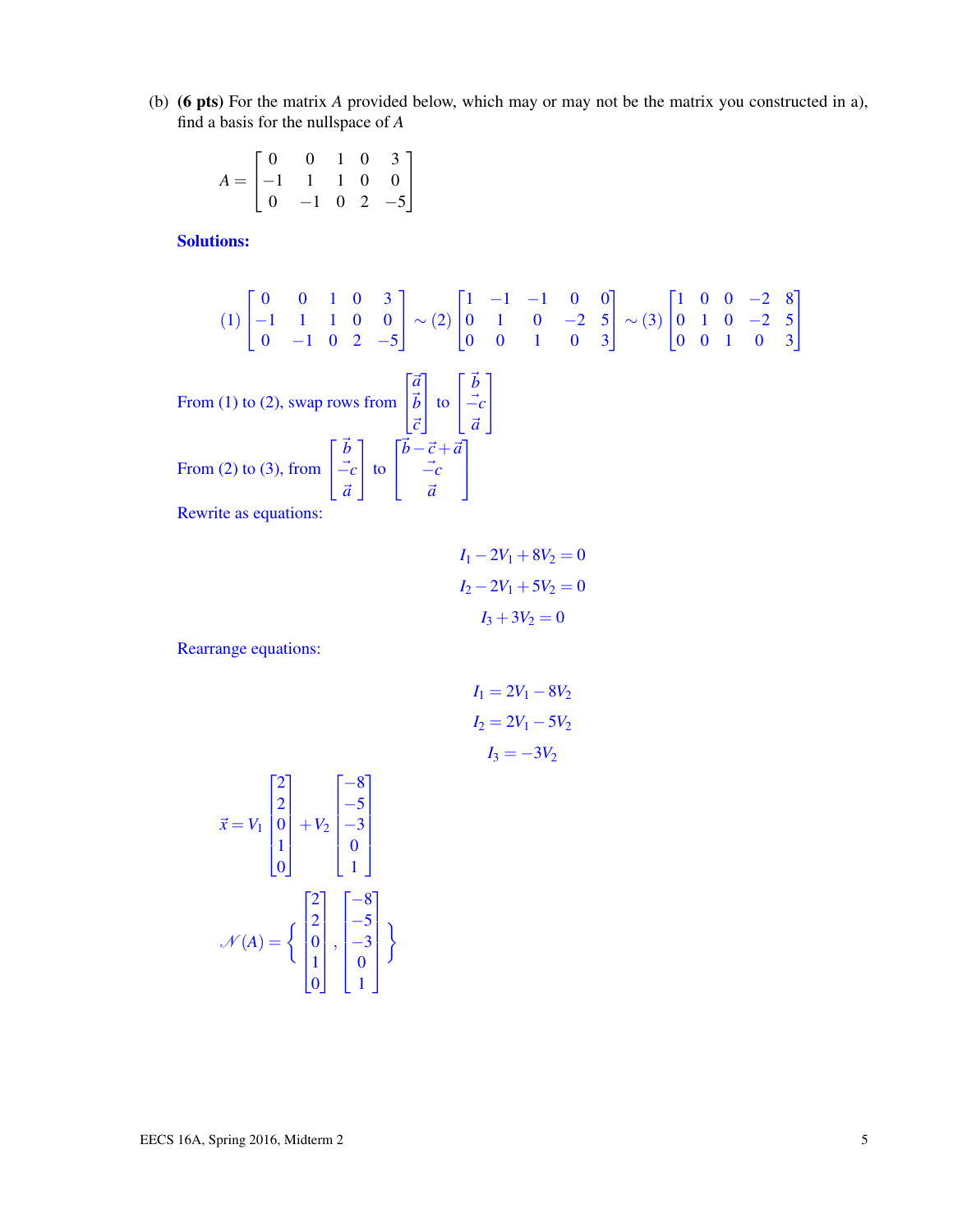(b) **(6 pts)** For the matrix $A$ provided below, which may or may not be the matrix you constructed in a), find a basis for the nullspace of $A$

$$A = \begin{bmatrix} 0 & 0 & 1 & 0 & 3 \\ -1 & 1 & 1 & 0 & 0 \\ 0 & -1 & 0 & 2 & -5 \end{bmatrix}$$

**Solutions:**

$$(1) \begin{bmatrix} 0 & 0 & 1 & 0 & 3 \\ -1 & 1 & 1 & 0 & 0 \\ 0 & -1 & 0 & 2 & -5 \end{bmatrix} \sim (2) \begin{bmatrix} 1 & -1 & -1 & 0 & 0 \\ 0 & 1 & 0 & -2 & 5 \\ 0 & 0 & 1 & 0 & 3 \end{bmatrix} \sim (3) \begin{bmatrix} 1 & 0 & 0 & -2 & 8 \\ 0 & 1 & 0 & -2 & 5 \\ 0 & 0 & 1 & 0 & 3 \end{bmatrix}$$

From (1) to (2), swap rows from $\begin{bmatrix} \vec{a} \\ \vec{b} \\ \vec{c} \end{bmatrix}$ to $\begin{bmatrix} \vec{b} \\ -\vec{c} \\ \vec{a} \end{bmatrix}$

From (2) to (3), from $\begin{bmatrix} \vec{b} \\ -\vec{c} \\ \vec{a} \end{bmatrix}$ to $\begin{bmatrix} \vec{b} - \vec{c} + \vec{a} \\ -\vec{c} \\ \vec{a} \end{bmatrix}$

Rewrite as equations:

$$I_1 - 2V_1 + 8V_2 = 0$$

$$I_2 - 2V_1 + 5V_2 = 0$$

$$I_3 + 3V_2 = 0$$

Rearrange equations:

$$I_1 = 2V_1 - 8V_2$$

$$I_2 = 2V_1 - 5V_2$$

$$I_3 = -3V_2$$

$$\vec{x} = V_1 \begin{bmatrix} 2 \\ 2 \\ 0 \\ 1 \\ 0 \end{bmatrix} + V_2 \begin{bmatrix} -8 \\ -5 \\ -3 \\ 0 \\ 1 \end{bmatrix}$$

$$\mathcal{N}(A) = \left\{ \begin{bmatrix} 2 \\ 2 \\ 0 \\ 1 \\ 0 \end{bmatrix}, \begin{bmatrix} -8 \\ -5 \\ -3 \\ 0 \\ 1 \end{bmatrix} \right\}$$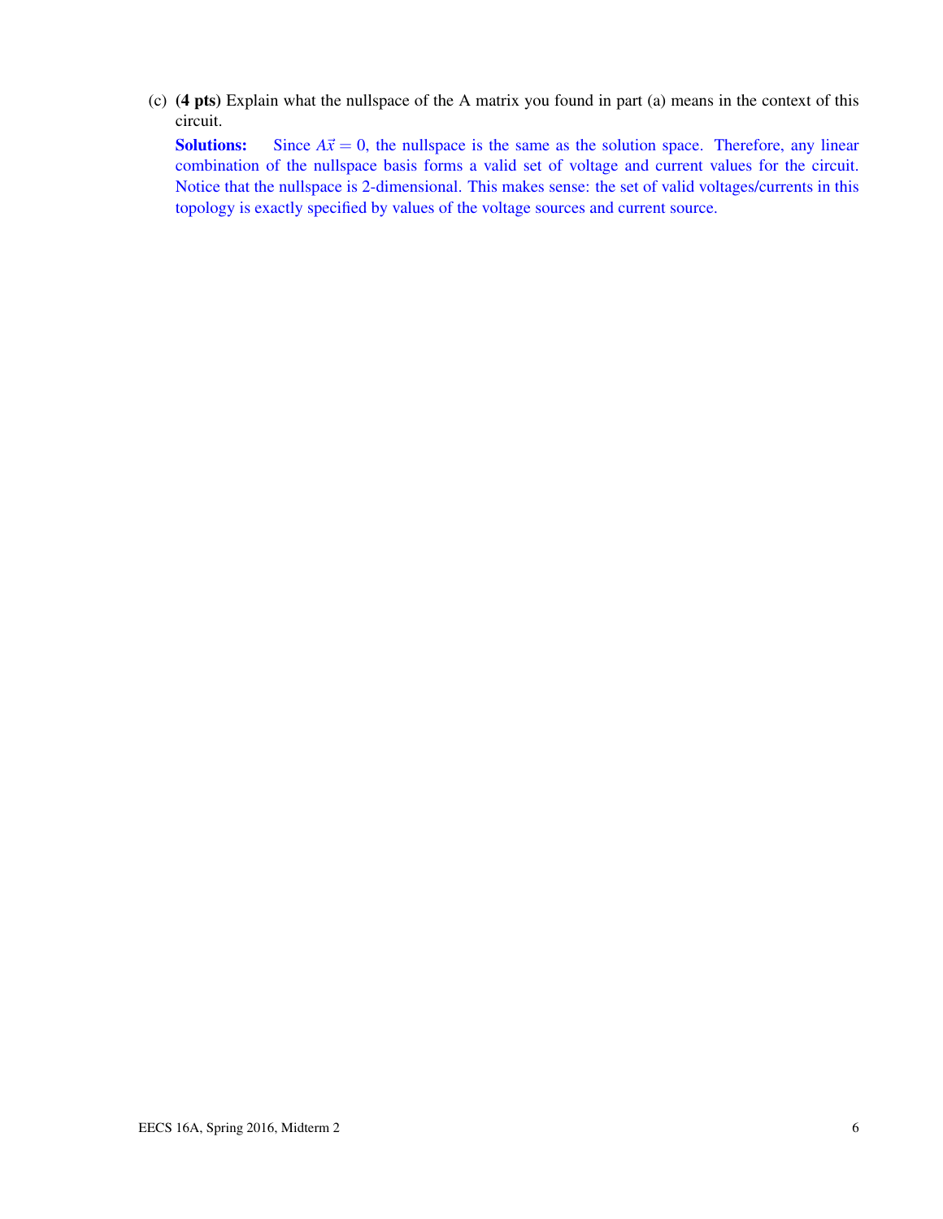(c) **(4 pts)** Explain what the nullspace of the A matrix you found in part (a) means in the context of this circuit.

**Solutions:** Since $A\vec{x} = 0$, the nullspace is the same as the solution space. Therefore, any linear combination of the nullspace basis forms a valid set of voltage and current values for the circuit. Notice that the nullspace is 2-dimensional. This makes sense: the set of valid voltages/currents in this topology is exactly specified by values of the voltage sources and current source.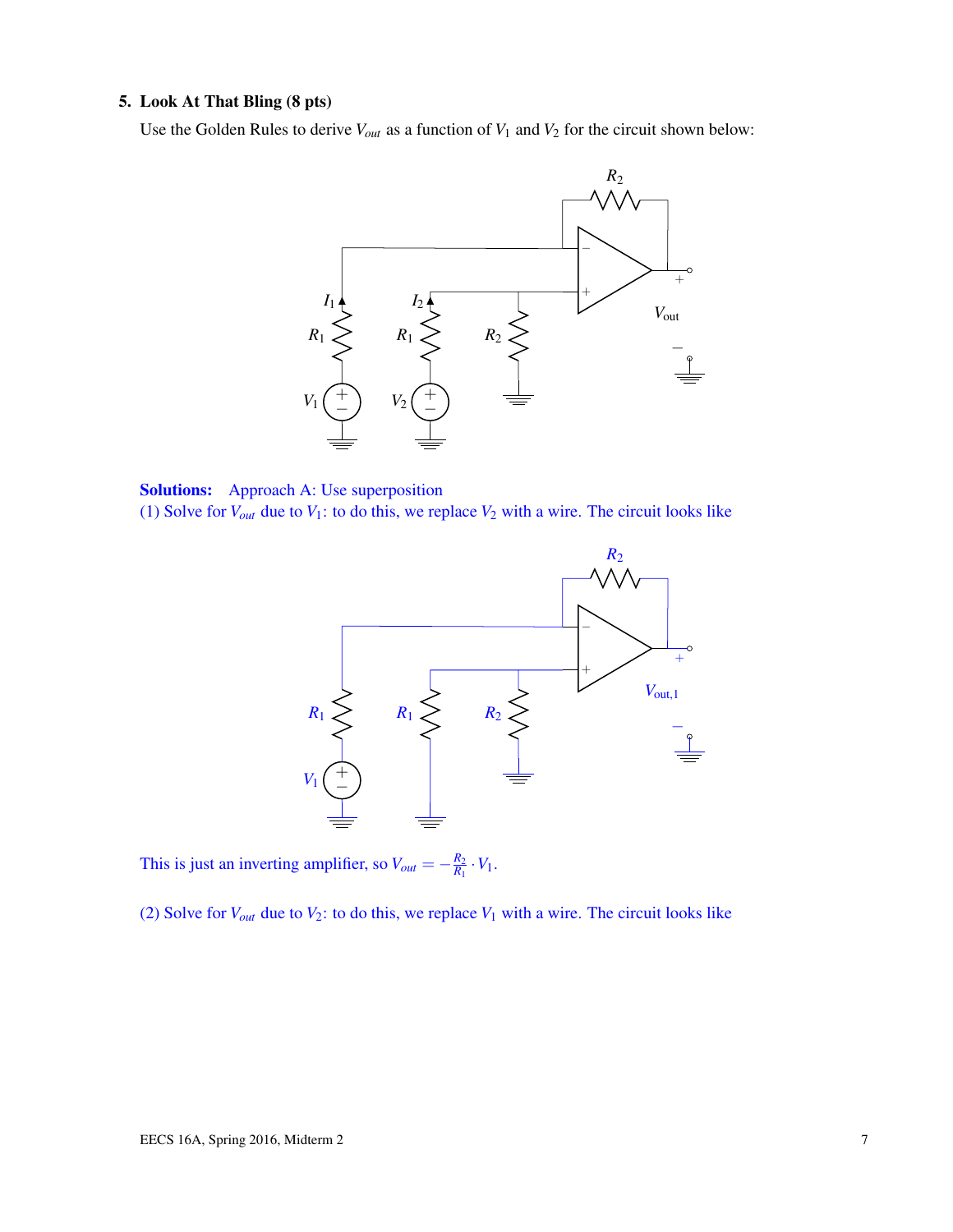## 5. Look At That Bling (8 pts)

Use the Golden Rules to derive $V_{out}$ as a function of $V_1$ and $V_2$ for the circuit shown below:

**Solutions:** Approach A: Use superposition

(1) Solve for $V_{out}$ due to $V_1$: to do this, we replace $V_2$ with a wire. The circuit looks like

This is just an inverting amplifier, so $V_{out} = -\frac{R_2}{R_1} \cdot V_1$.

(2) Solve for $V_{out}$ due to $V_2$: to do this, we replace $V_1$ with a wire. The circuit looks like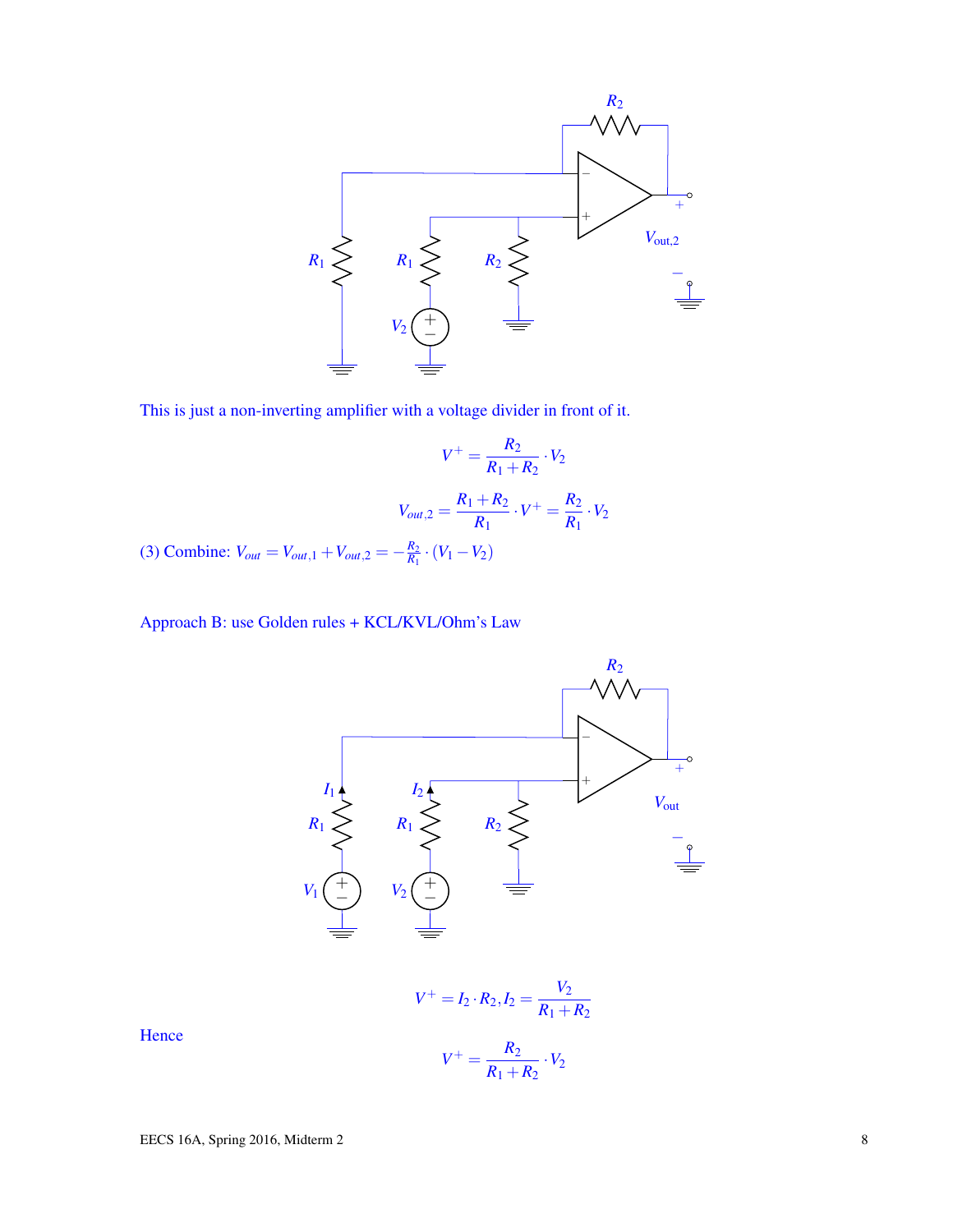This is just a non-inverting amplifier with a voltage divider in front of it.

$$V^+ = \frac{R_2}{R_1 + R_2} \cdot V_2$$

$$V_{out,2} = \frac{R_1 + R_2}{R_1} \cdot V^+ = \frac{R_2}{R_1} \cdot V_2$$

(3) Combine: $V_{out} = V_{out,1} + V_{out,2} = -\frac{R_2}{R_1} \cdot (V_1 - V_2)$

Approach B: use Golden rules + KCL/KVL/Ohm's Law

$$V^+ = I_2 \cdot R_2, I_2 = \frac{V_2}{R_1 + R_2}$$

Hence

$$V^+ = \frac{R_2}{R_1 + R_2} \cdot V_2$$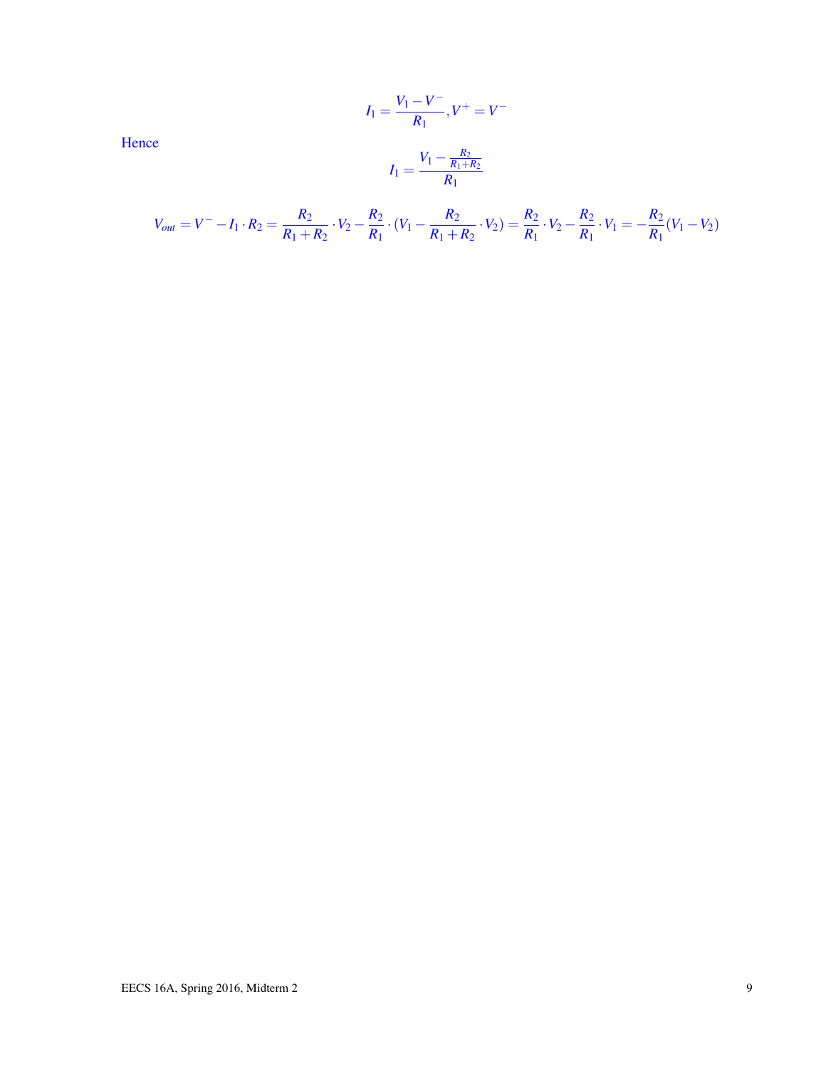$$I_1 = \frac{V_1 - V^-}{R_1}, V^+ = V^-$$

Hence

$$I_1 = \frac{V_1 - \frac{R_2}{R_1+R_2}}{R_1}$$

$$V_{out} = V^- - I_1 \cdot R_2 = \frac{R_2}{R_1+R_2} \cdot V_2 - \frac{R_2}{R_1} \cdot (V_1 - \frac{R_2}{R_1+R_2} \cdot V_2) = \frac{R_2}{R_1} \cdot V_2 - \frac{R_2}{R_1} \cdot V_1 = -\frac{R_2}{R_1}(V_1 - V_2)$$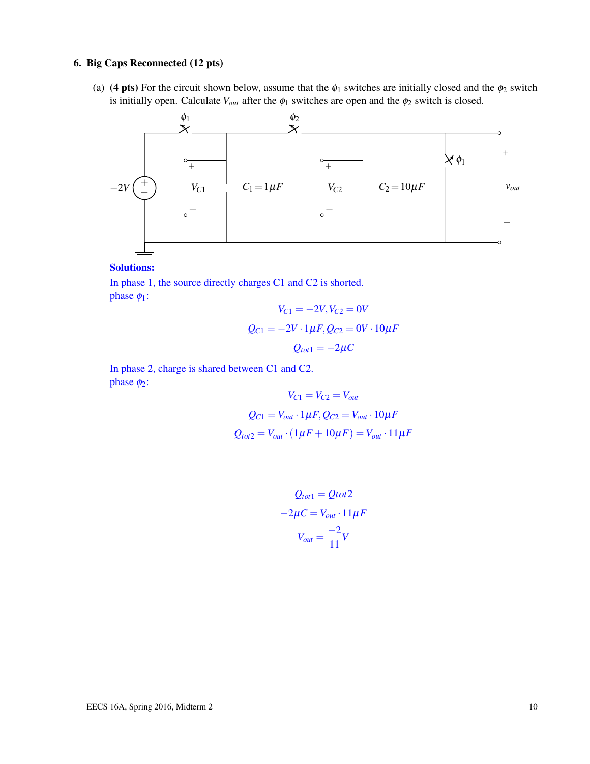## 6. Big Caps Reconnected (12 pts)

(a) **(4 pts)** For the circuit shown below, assume that the $\phi_1$ switches are initially closed and the $\phi_2$ switch is initially open. Calculate $V_{out}$ after the $\phi_1$ switches are open and the $\phi_2$ switch is closed.

**Solutions:**

In phase 1, the source directly charges C1 and C2 is shorted.

phase $\phi_1$:

$$V_{C1} = -2V, V_{C2} = 0V$$

$$Q_{C1} = -2V \cdot 1\mu F, Q_{C2} = 0V \cdot 10\mu F$$

$$Q_{tot1} = -2\mu C$$

In phase 2, charge is shared between C1 and C2.

phase $\phi_2$:

$$V_{C1} = V_{C2} = V_{out}$$

$$Q_{C1} = V_{out} \cdot 1\mu F, Q_{C2} = V_{out} \cdot 10\mu F$$

$$Q_{tot2} = V_{out} \cdot (1\mu F + 10\mu F) = V_{out} \cdot 11\mu F$$

$$Q_{tot1} = Qtot2$$

$$-2\mu C = V_{out} \cdot 11\mu F$$

$$V_{out} = \frac{-2}{11} V$$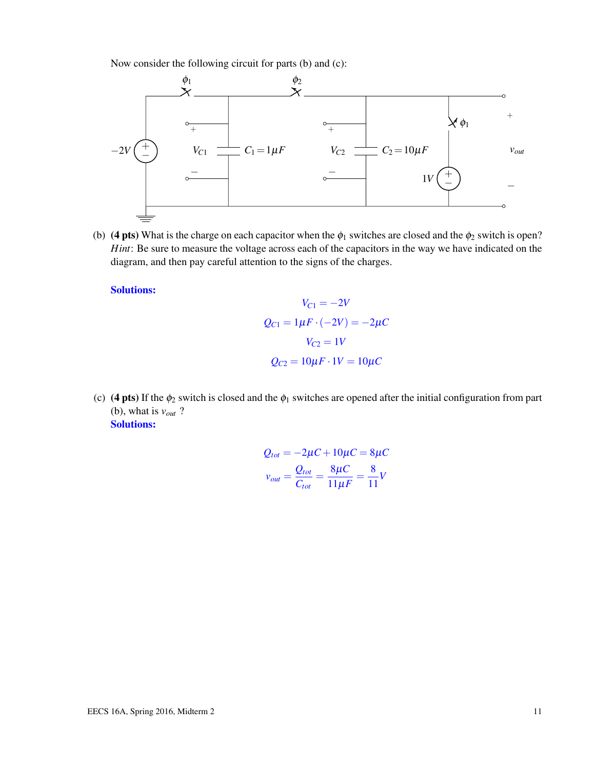Now consider the following circuit for parts (b) and (c):

(b) **(4 pts)** What is the charge on each capacitor when the $\phi_1$ switches are closed and the $\phi_2$ switch is open? *Hint*: Be sure to measure the voltage across each of the capacitors in the way we have indicated on the diagram, and then pay careful attention to the signs of the charges.

**Solutions:**

$$V_{C1} = -2V$$
$$Q_{C1} = 1\mu F \cdot (-2V) = -2\mu C$$
$$V_{C2} = 1V$$
$$Q_{C2} = 10\mu F \cdot 1V = 10\mu C$$

(c) **(4 pts)** If the $\phi_2$ switch is closed and the $\phi_1$ switches are opened after the initial configuration from part (b), what is $v_{out}$ ?

**Solutions:**

$$Q_{tot} = -2\mu C + 10\mu C = 8\mu C$$
$$v_{out} = \frac{Q_{tot}}{C_{tot}} = \frac{8\mu C}{11\mu F} = \frac{8}{11}V$$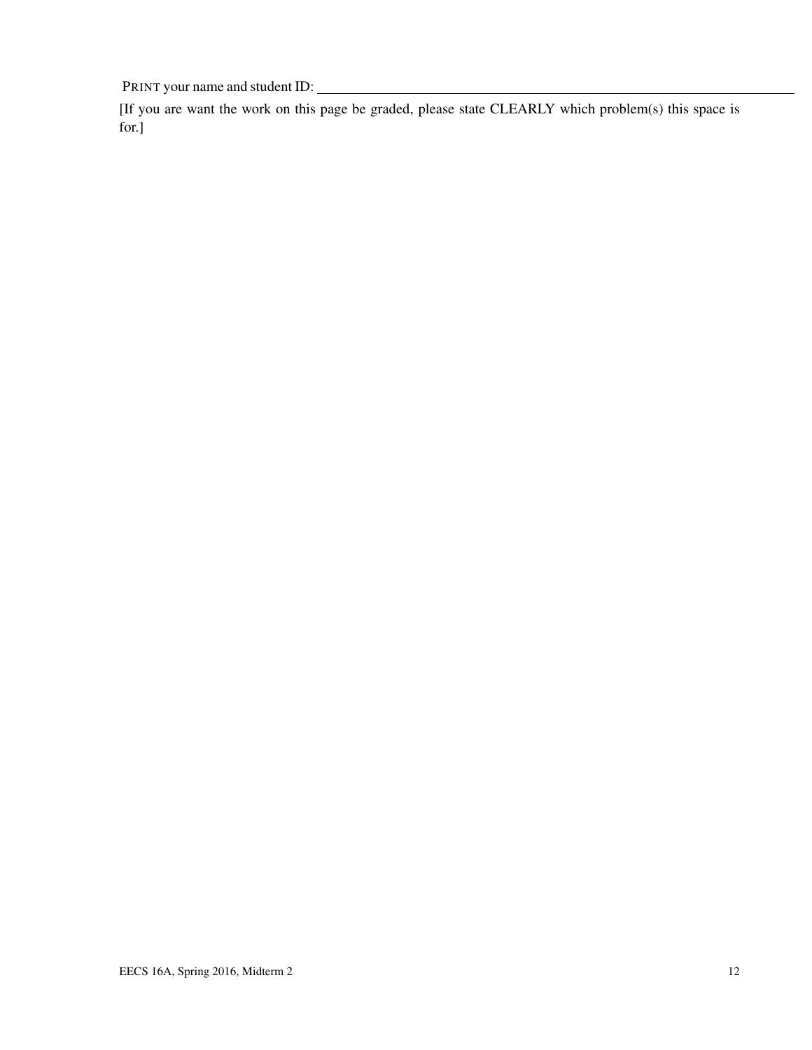PRINT your name and student ID: ________________________________________________

[If you are want the work on this page be graded, please state CLEARLY which problem(s) this space is for.]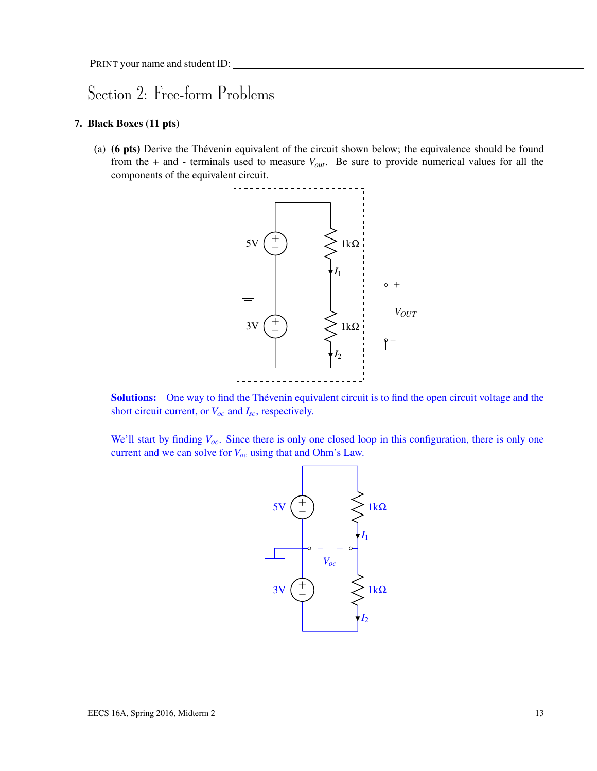PRINT your name and student ID: ________________________________________

# Section 2: Free-form Problems

### 7. Black Boxes (11 pts)

(a) **(6 pts)** Derive the Thévenin equivalent of the circuit shown below; the equivalence should be found from the + and - terminals used to measure $V_{out}$. Be sure to provide numerical values for all the components of the equivalent circuit.

**Solutions:** One way to find the Thévenin equivalent circuit is to find the open circuit voltage and the short circuit current, or $V_{oc}$ and $I_{sc}$, respectively.

We'll start by finding $V_{oc}$. Since there is only one closed loop in this configuration, there is only one current and we can solve for $V_{oc}$ using that and Ohm's Law.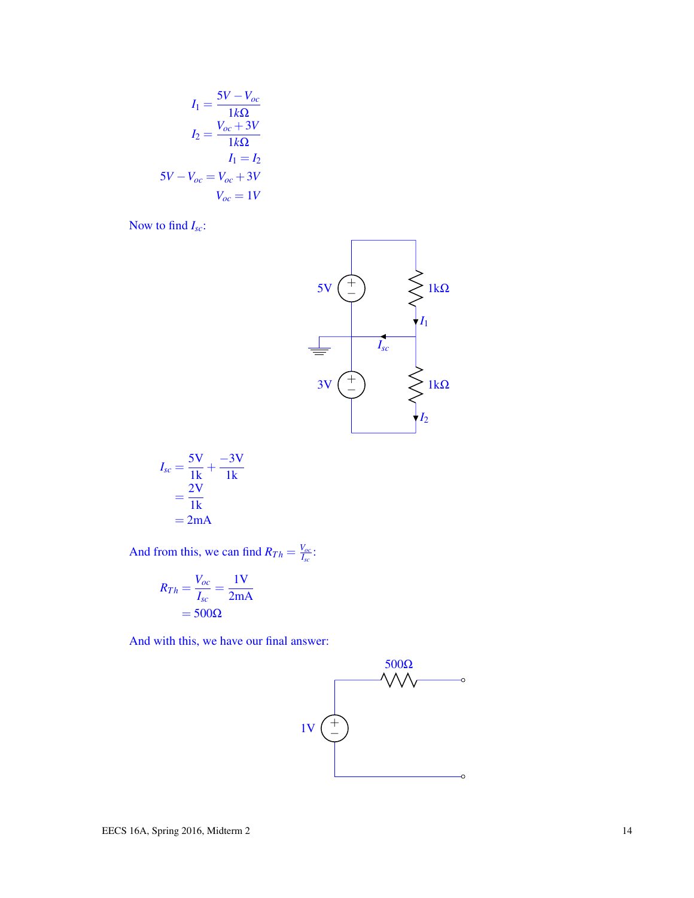$$I_1 = \frac{5V - V_{oc}}{1k\Omega}$$

$$I_2 = \frac{V_{oc} + 3V}{1k\Omega}$$

$$I_1 = I_2$$

$$5V - V_{oc} = V_{oc} + 3V$$

$$V_{oc} = 1V$$

Now to find $I_{sc}$:

$$I_{sc} = \frac{5\text{V}}{1\text{k}} + \frac{-3\text{V}}{1\text{k}}$$

$$= \frac{2\text{V}}{1\text{k}}$$

$$= 2\text{mA}$$

And from this, we can find $R_{Th} = \frac{V_{oc}}{I_{sc}}$:

$$R_{Th} = \frac{V_{oc}}{I_{sc}} = \frac{1\text{V}}{2\text{mA}}$$

$$= 500\Omega$$

And with this, we have our final answer: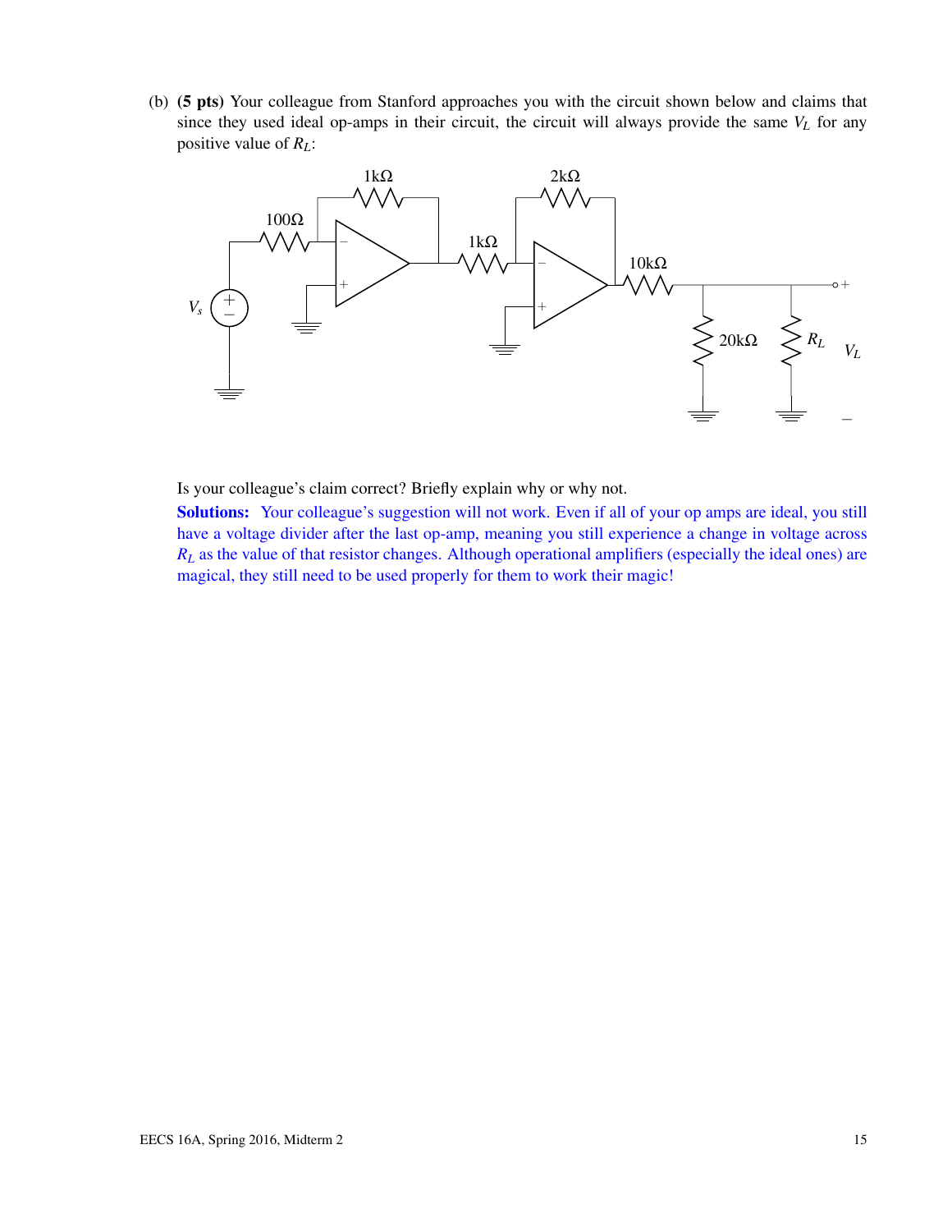(b) **(5 pts)** Your colleague from Stanford approaches you with the circuit shown below and claims that since they used ideal op-amps in their circuit, the circuit will always provide the same $V_L$ for any positive value of $R_L$:

Is your colleague's claim correct? Briefly explain why or why not.

**Solutions:** Your colleague's suggestion will not work. Even if all of your op amps are ideal, you still have a voltage divider after the last op-amp, meaning you still experience a change in voltage across $R_L$ as the value of that resistor changes. Although operational amplifiers (especially the ideal ones) are magical, they still need to be used properly for them to work their magic!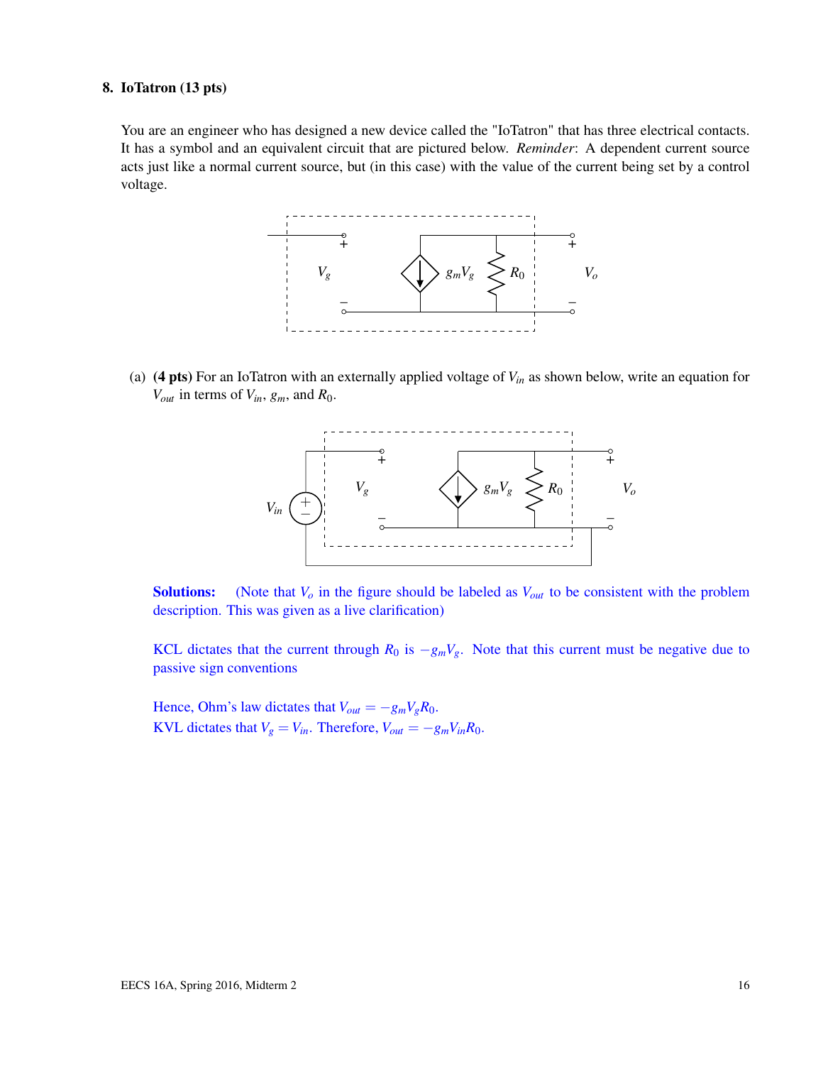## 8. IoTatron (13 pts)

You are an engineer who has designed a new device called the "IoTatron" that has three electrical contacts. It has a symbol and an equivalent circuit that are pictured below. *Reminder*: A dependent current source acts just like a normal current source, but (in this case) with the value of the current being set by a control voltage.

(a) **(4 pts)** For an IoTatron with an externally applied voltage of $V_{in}$ as shown below, write an equation for $V_{out}$ in terms of $V_{in}$, $g_m$, and $R_0$.

**Solutions:** (Note that $V_o$ in the figure should be labeled as $V_{out}$ to be consistent with the problem description. This was given as a live clarification)

KCL dictates that the current through $R_0$ is $-g_m V_g$. Note that this current must be negative due to passive sign conventions

Hence, Ohm's law dictates that $V_{out} = -g_m V_g R_0$.
KVL dictates that $V_g = V_{in}$. Therefore, $V_{out} = -g_m V_{in} R_0$.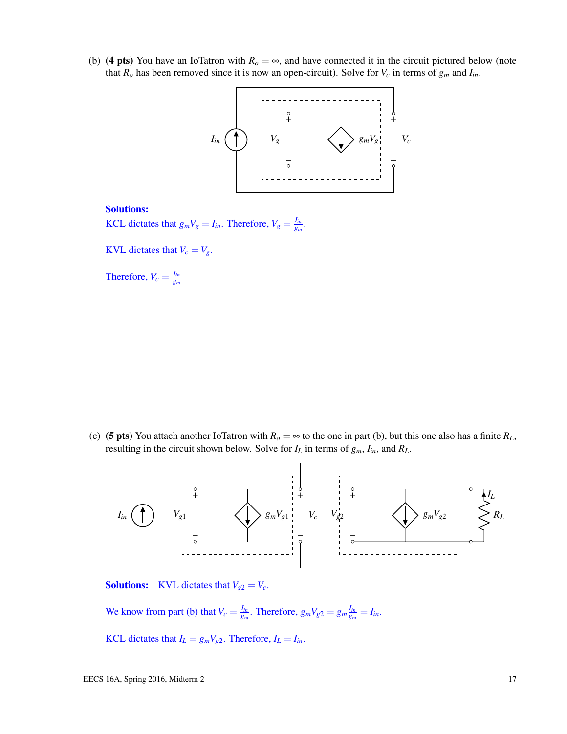(b) **(4 pts)** You have an IoTatron with $R_o = \infty$, and have connected it in the circuit pictured below (note that $R_o$ has been removed since it is now an open-circuit). Solve for $V_c$ in terms of $g_m$ and $I_{in}$.

**Solutions:**

KCL dictates that $g_m V_g = I_{in}$. Therefore, $V_g = \frac{I_{in}}{g_m}$.

KVL dictates that $V_c = V_g$.

Therefore, $V_c = \frac{I_{in}}{g_m}$

(c) **(5 pts)** You attach another IoTatron with $R_o = \infty$ to the one in part (b), but this one also has a finite $R_L$, resulting in the circuit shown below. Solve for $I_L$ in terms of $g_m$, $I_{in}$, and $R_L$.

**Solutions:** KVL dictates that $V_{g2} = V_c$.

We know from part (b) that $V_c = \frac{I_{in}}{g_m}$. Therefore, $g_m V_{g2} = g_m \frac{I_{in}}{g_m} = I_{in}$.

KCL dictates that $I_L = g_m V_{g2}$. Therefore, $I_L = I_{in}$.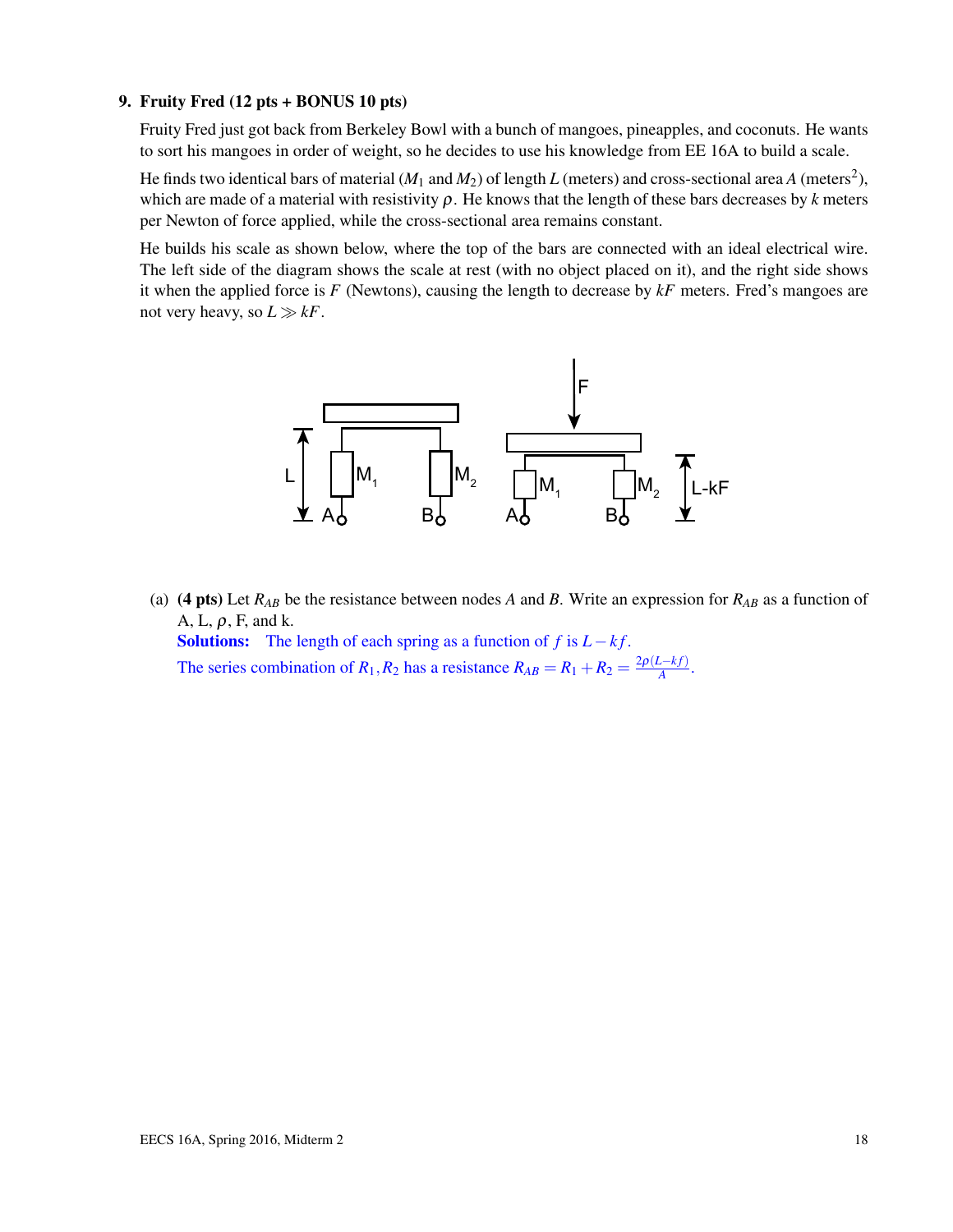**9. Fruity Fred (12 pts + BONUS 10 pts)**

Fruity Fred just got back from Berkeley Bowl with a bunch of mangoes, pineapples, and coconuts. He wants to sort his mangoes in order of weight, so he decides to use his knowledge from EE 16A to build a scale.

He finds two identical bars of material ($M_1$ and $M_2$) of length $L$ (meters) and cross-sectional area $A$ (meters$^2$), which are made of a material with resistivity $\rho$. He knows that the length of these bars decreases by $k$ meters per Newton of force applied, while the cross-sectional area remains constant.

He builds his scale as shown below, where the top of the bars are connected with an ideal electrical wire. The left side of the diagram shows the scale at rest (with no object placed on it), and the right side shows it when the applied force is $F$ (Newtons), causing the length to decrease by $kF$ meters. Fred's mangoes are not very heavy, so $L \gg kF$.

(a) **(4 pts)** Let $R_{AB}$ be the resistance between nodes $A$ and $B$. Write an expression for $R_{AB}$ as a function of A, L, $\rho$, F, and k.

**Solutions:** The length of each spring as a function of $f$ is $L - kf$.
The series combination of $R_1, R_2$ has a resistance $R_{AB} = R_1 + R_2 = \frac{2\rho(L-kf)}{A}$.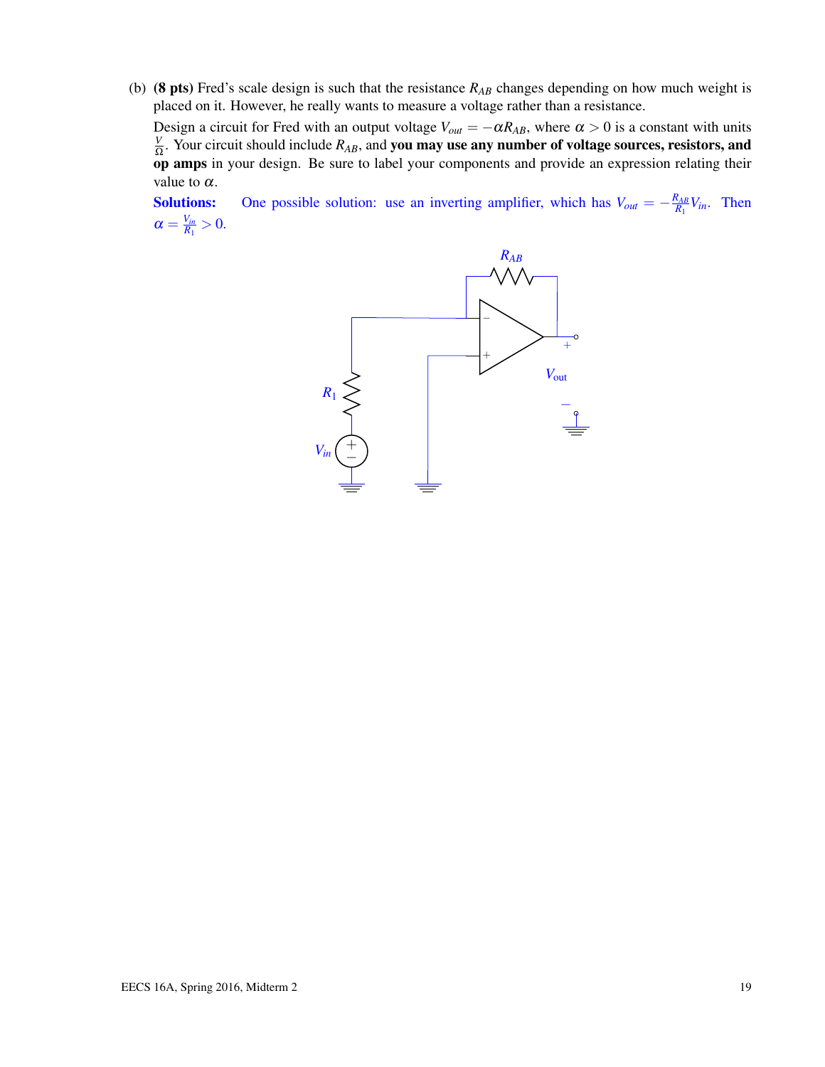(b) **(8 pts)** Fred's scale design is such that the resistance $R_{AB}$ changes depending on how much weight is placed on it. However, he really wants to measure a voltage rather than a resistance.

Design a circuit for Fred with an output voltage $V_{out} = -\alpha R_{AB}$, where $\alpha > 0$ is a constant with units $\frac{V}{\Omega}$. Your circuit should include $R_{AB}$, and **you may use any number of voltage sources, resistors, and op amps** in your design. Be sure to label your components and provide an expression relating their value to $\alpha$.

**Solutions:** One possible solution: use an inverting amplifier, which has $V_{out} = -\frac{R_{AB}}{R_1} V_{in}$. Then $\alpha = \frac{V_{in}}{R_1} > 0$.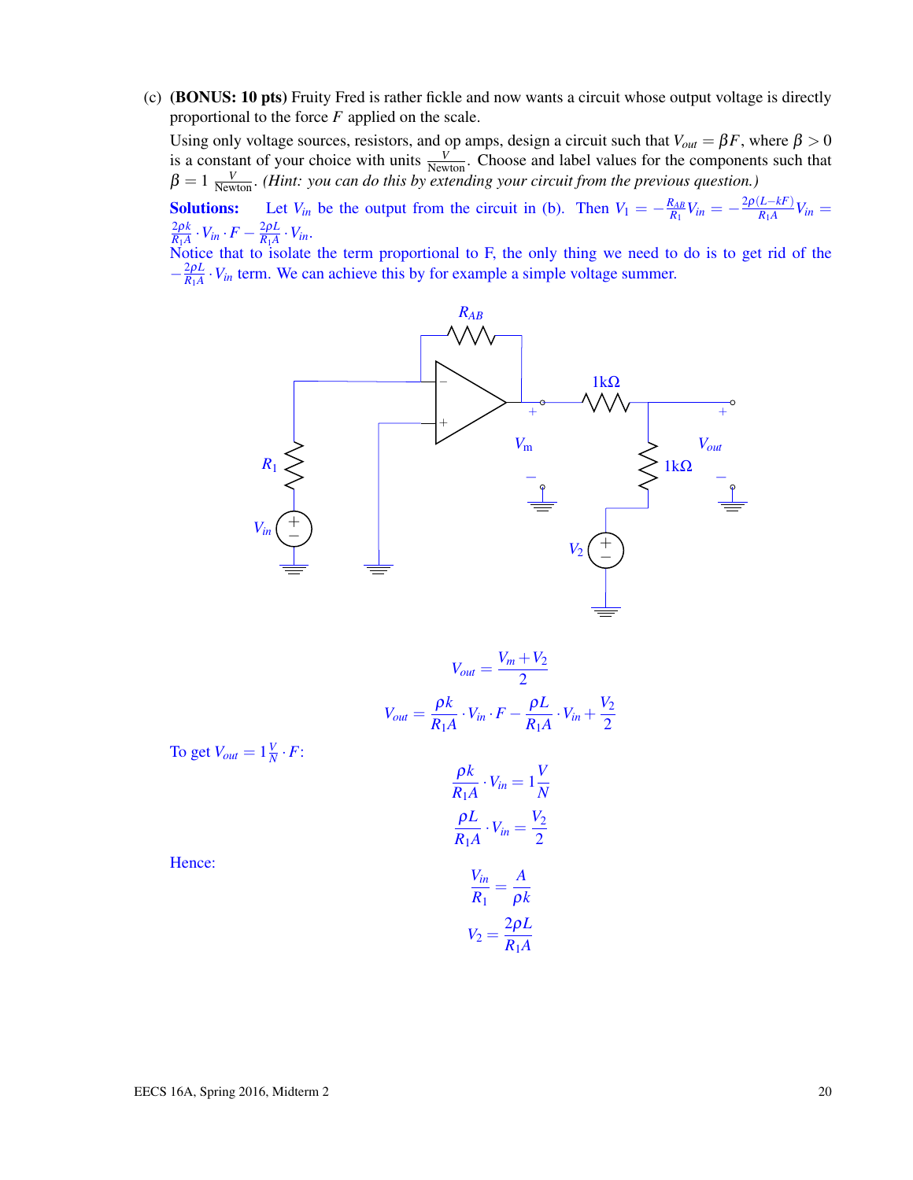(c) **(BONUS: 10 pts)** Fruity Fred is rather fickle and now wants a circuit whose output voltage is directly proportional to the force $F$ applied on the scale.

Using only voltage sources, resistors, and op amps, design a circuit such that $V_{out} = \beta F$, where $\beta > 0$ is a constant of your choice with units $\frac{V}{\text{Newton}}$. Choose and label values for the components such that $\beta = 1 \frac{V}{\text{Newton}}$. *(Hint: you can do this by extending your circuit from the previous question.)*

**Solutions:** Let $V_{in}$ be the output from the circuit in (b). Then $V_1 = -\frac{R_{AB}}{R_1}V_{in} = -\frac{2\rho(L-kF)}{R_1 A}V_{in} = \frac{2\rho k}{R_1 A} \cdot V_{in} \cdot F - \frac{2\rho L}{R_1 A} \cdot V_{in}$.

Notice that to isolate the term proportional to F, the only thing we need to do is to get rid of the $-\frac{2\rho L}{R_1 A} \cdot V_{in}$ term. We can achieve this by for example a simple voltage summer.

$$V_{out} = \frac{V_m + V_2}{2}$$

$$V_{out} = \frac{\rho k}{R_1 A} \cdot V_{in} \cdot F - \frac{\rho L}{R_1 A} \cdot V_{in} + \frac{V_2}{2}$$

To get $V_{out} = 1\frac{V}{N} \cdot F$:

$$\frac{\rho k}{R_1 A} \cdot V_{in} = 1\frac{V}{N}$$

$$\frac{\rho L}{R_1 A} \cdot V_{in} = \frac{V_2}{2}$$

Hence:

$$\frac{V_{in}}{R_1} = \frac{A}{\rho k}$$

$$V_2 = \frac{2\rho L}{R_1 A}$$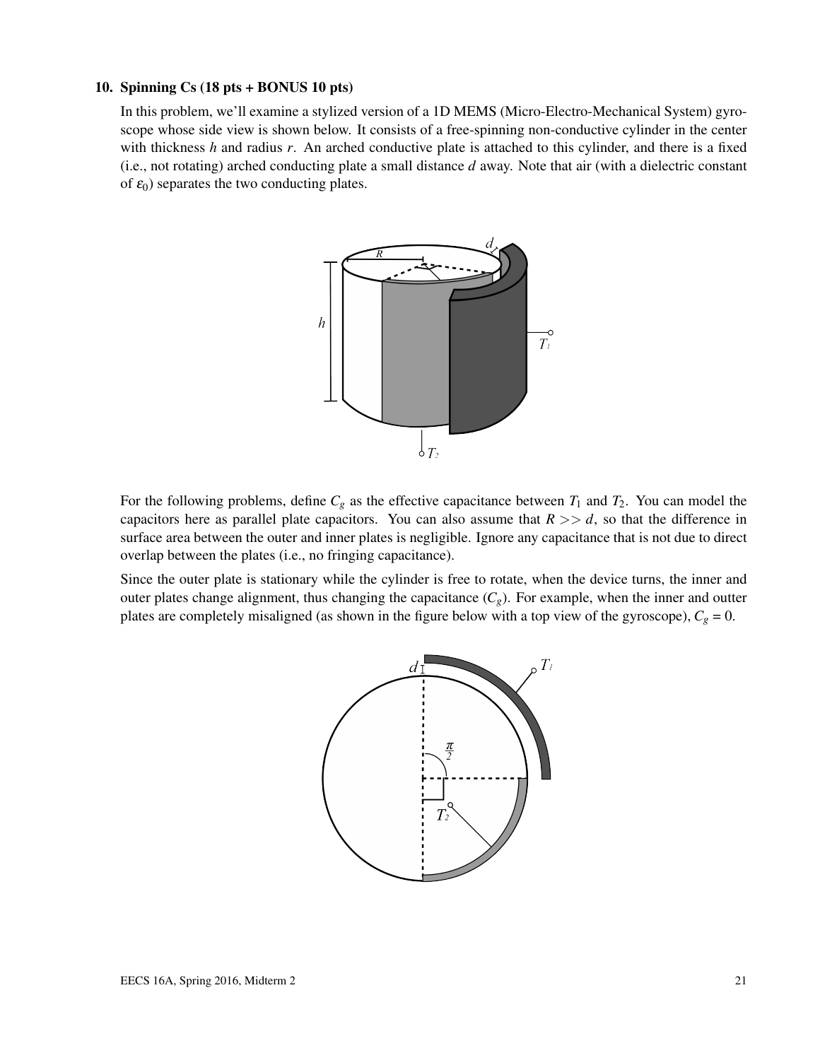### 10. Spinning Cs (18 pts + BONUS 10 pts)

In this problem, we'll examine a stylized version of a 1D MEMS (Micro-Electro-Mechanical System) gyroscope whose side view is shown below. It consists of a free-spinning non-conductive cylinder in the center with thickness $h$ and radius $r$. An arched conductive plate is attached to this cylinder, and there is a fixed (i.e., not rotating) arched conducting plate a small distance $d$ away. Note that air (with a dielectric constant of $\varepsilon_0$) separates the two conducting plates.

For the following problems, define $C_g$ as the effective capacitance between $T_1$ and $T_2$. You can model the capacitors here as parallel plate capacitors. You can also assume that $R >> d$, so that the difference in surface area between the outer and inner plates is negligible. Ignore any capacitance that is not due to direct overlap between the plates (i.e., no fringing capacitance).

Since the outer plate is stationary while the cylinder is free to rotate, when the device turns, the inner and outer plates change alignment, thus changing the capacitance ($C_g$). For example, when the inner and outter plates are completely misaligned (as shown in the figure below with a top view of the gyroscope), $C_g = 0$.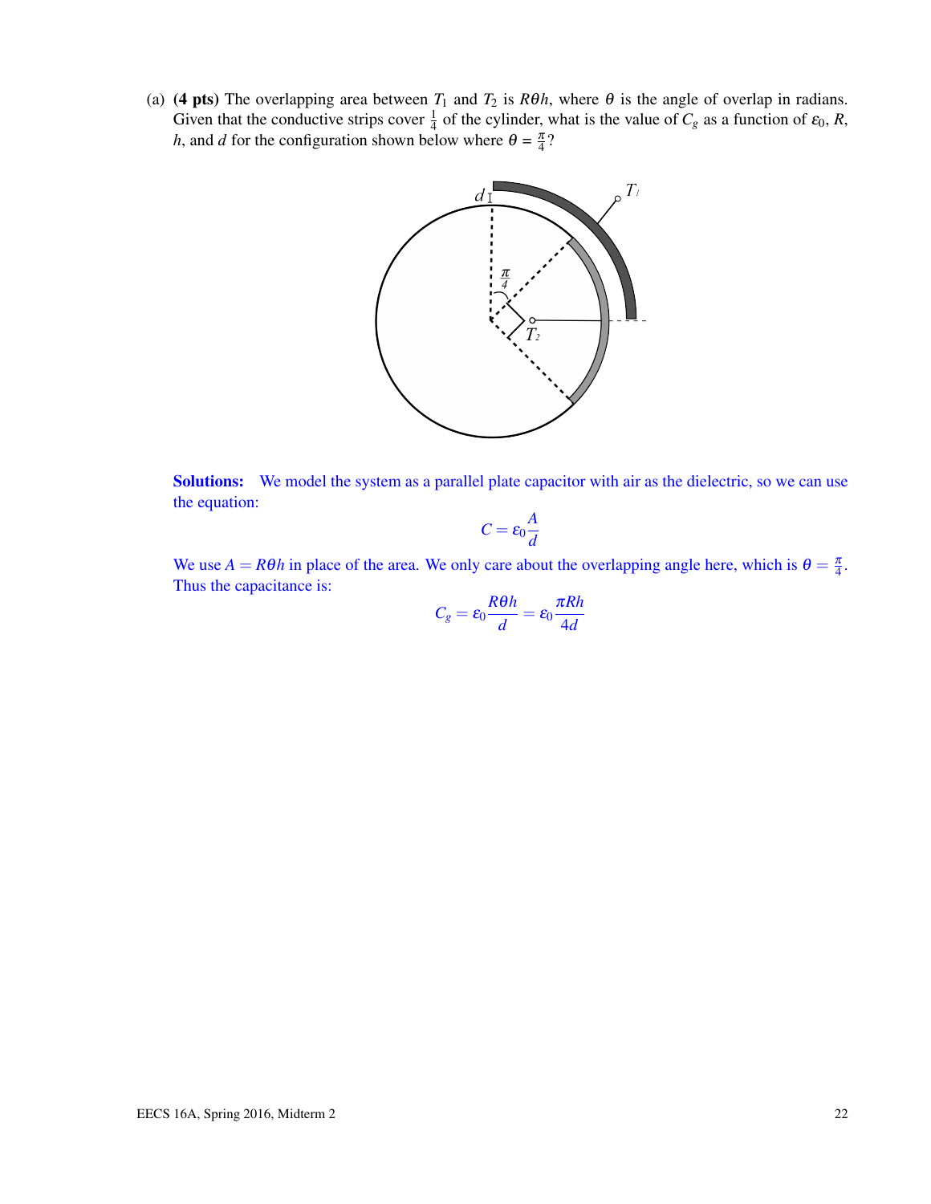(a) **(4 pts)** The overlapping area between $T_1$ and $T_2$ is $R\theta h$, where $\theta$ is the angle of overlap in radians. Given that the conductive strips cover $\frac{1}{4}$ of the cylinder, what is the value of $C_g$ as a function of $\varepsilon_0$, $R$, $h$, and $d$ for the configuration shown below where $\theta = \frac{\pi}{4}$?

**Solutions:** We model the system as a parallel plate capacitor with air as the dielectric, so we can use the equation:

$$C = \varepsilon_0 \frac{A}{d}$$

We use $A = R\theta h$ in place of the area. We only care about the overlapping angle here, which is $\theta = \frac{\pi}{4}$. Thus the capacitance is:

$$C_g = \varepsilon_0 \frac{R\theta h}{d} = \varepsilon_0 \frac{\pi R h}{4d}$$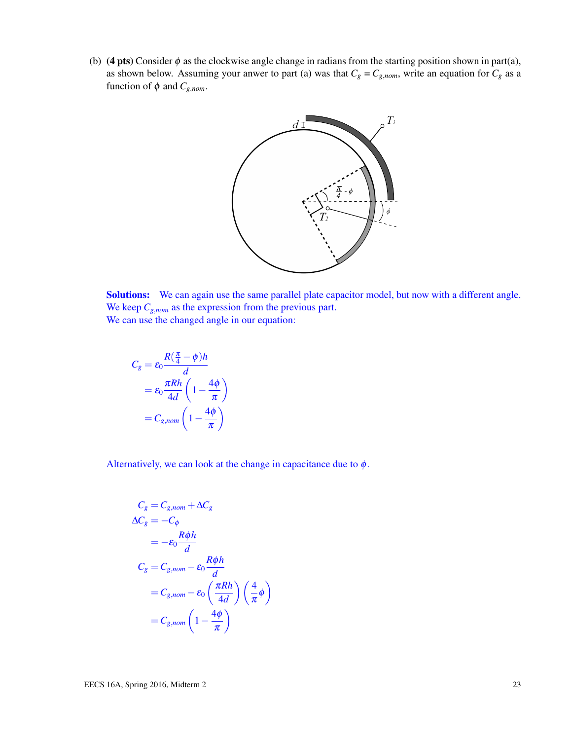(b) **(4 pts)** Consider $\phi$ as the clockwise angle change in radians from the starting position shown in part(a), as shown below. Assuming your anwer to part (a) was that $C_g = C_{g,nom}$, write an equation for $C_g$ as a function of $\phi$ and $C_{g,nom}$.

**Solutions:** We can again use the same parallel plate capacitor model, but now with a different angle. We keep $C_{g,nom}$ as the expression from the previous part.
We can use the changed angle in our equation:

$$
\begin{aligned}
C_g &= \varepsilon_0 \frac{R(\frac{\pi}{4} - \phi)h}{d} \\
&= \varepsilon_0 \frac{\pi R h}{4d}\left(1 - \frac{4\phi}{\pi}\right) \\
&= C_{g,nom}\left(1 - \frac{4\phi}{\pi}\right)
\end{aligned}
$$

Alternatively, we can look at the change in capacitance due to $\phi$.

$$
\begin{aligned}
C_g &= C_{g,nom} + \Delta C_g \\
\Delta C_g &= -C_\phi \\
&= -\varepsilon_0 \frac{R\phi h}{d} \\
C_g &= C_{g,nom} - \varepsilon_0 \frac{R\phi h}{d} \\
&= C_{g,nom} - \varepsilon_0 \left(\frac{\pi R h}{4d}\right)\left(\frac{4}{\pi}\phi\right) \\
&= C_{g,nom}\left(1 - \frac{4\phi}{\pi}\right)
\end{aligned}
$$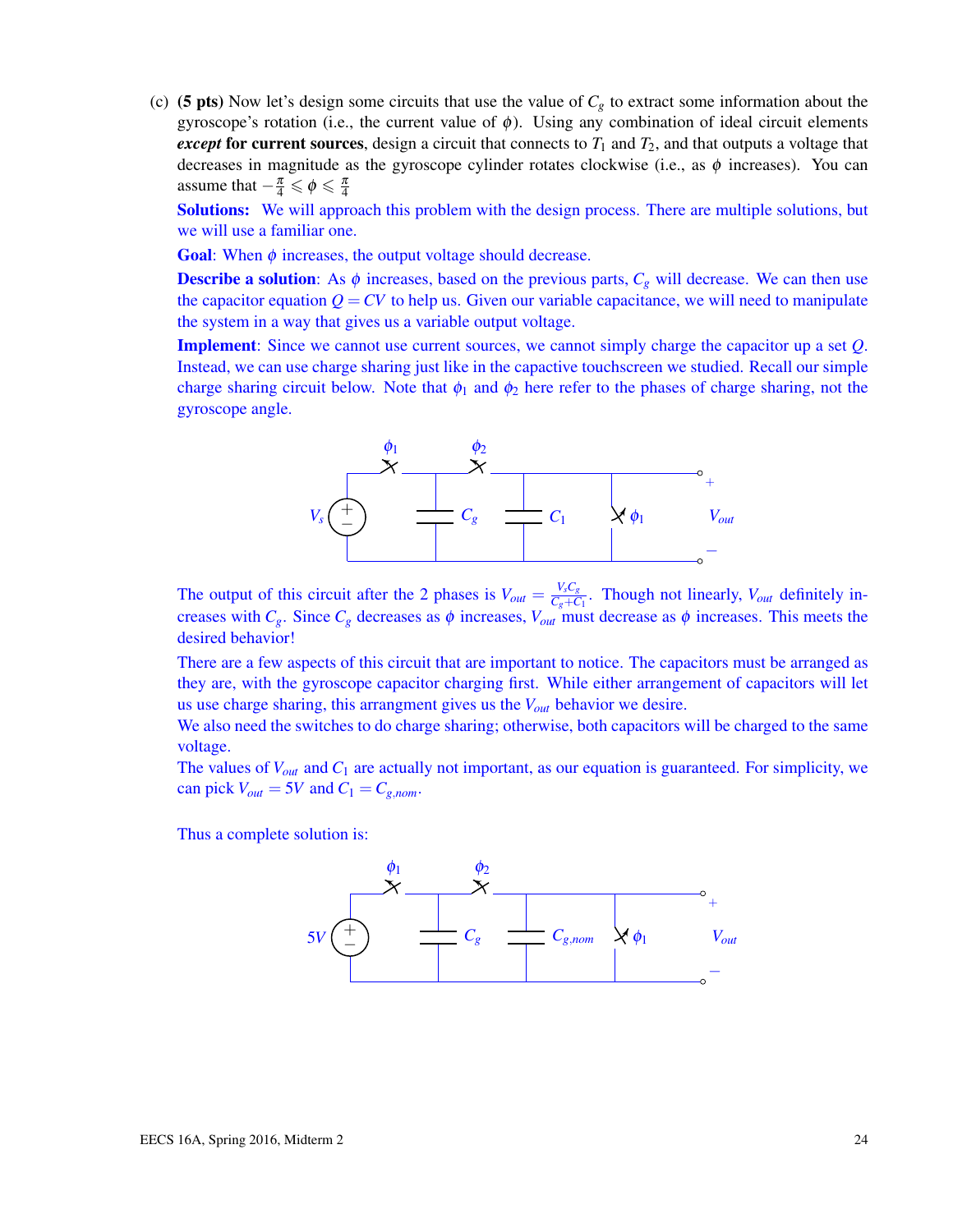(c) **(5 pts)** Now let's design some circuits that use the value of $C_g$ to extract some information about the gyroscope's rotation (i.e., the current value of $\phi$). Using any combination of ideal circuit elements ***except* for current sources**, design a circuit that connects to $T_1$ and $T_2$, and that outputs a voltage that decreases in magnitude as the gyroscope cylinder rotates clockwise (i.e., as $\phi$ increases). You can assume that $-\frac{\pi}{4} \leqslant \phi \leqslant \frac{\pi}{4}$

**Solutions:** We will approach this problem with the design process. There are multiple solutions, but we will use a familiar one.

**Goal**: When $\phi$ increases, the output voltage should decrease.

**Describe a solution**: As $\phi$ increases, based on the previous parts, $C_g$ will decrease. We can then use the capacitor equation $Q = CV$ to help us. Given our variable capacitance, we will need to manipulate the system in a way that gives us a variable output voltage.

**Implement**: Since we cannot use current sources, we cannot simply charge the capacitor up a set $Q$. Instead, we can use charge sharing just like in the capactive touchscreen we studied. Recall our simple charge sharing circuit below. Note that $\phi_1$ and $\phi_2$ here refer to the phases of charge sharing, not the gyroscope angle.

The output of this circuit after the 2 phases is $V_{out} = \frac{V_s C_g}{C_g + C_1}$. Though not linearly, $V_{out}$ definitely increases with $C_g$. Since $C_g$ decreases as $\phi$ increases, $V_{out}$ must decrease as $\phi$ increases. This meets the desired behavior!

There are a few aspects of this circuit that are important to notice. The capacitors must be arranged as they are, with the gyroscope capacitor charging first. While either arrangement of capacitors will let us use charge sharing, this arrangment gives us the $V_{out}$ behavior we desire.

We also need the switches to do charge sharing; otherwise, both capacitors will be charged to the same voltage.

The values of $V_{out}$ and $C_1$ are actually not important, as our equation is guaranteed. For simplicity, we can pick $V_{out} = 5V$ and $C_1 = C_{g,nom}$.

Thus a complete solution is: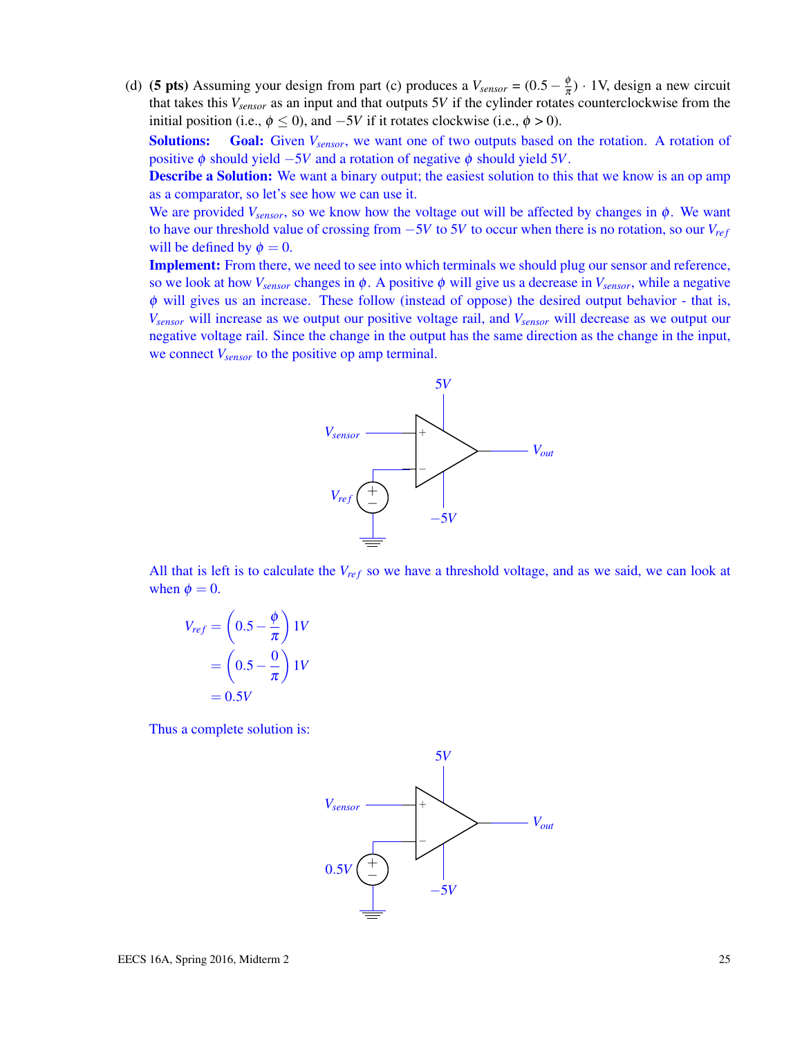(d) **(5 pts)** Assuming your design from part (c) produces a $V_{sensor} = (0.5 - \frac{\phi}{\pi}) \cdot 1\text{V}$, design a new circuit that takes this $V_{sensor}$ as an input and that outputs $5V$ if the cylinder rotates counterclockwise from the initial position (i.e., $\phi \leq 0$), and $-5V$ if it rotates clockwise (i.e., $\phi > 0$).

**Solutions:** **Goal:** Given $V_{sensor}$, we want one of two outputs based on the rotation. A rotation of positive $\phi$ should yield $-5V$ and a rotation of negative $\phi$ should yield $5V$.

**Describe a Solution:** We want a binary output; the easiest solution to this that we know is an op amp as a comparator, so let's see how we can use it.

We are provided $V_{sensor}$, so we know how the voltage out will be affected by changes in $\phi$. We want to have our threshold value of crossing from $-5V$ to $5V$ to occur when there is no rotation, so our $V_{ref}$ will be defined by $\phi = 0$.

**Implement:** From there, we need to see into which terminals we should plug our sensor and reference, so we look at how $V_{sensor}$ changes in $\phi$. A positive $\phi$ will give us a decrease in $V_{sensor}$, while a negative $\phi$ will gives us an increase. These follow (instead of oppose) the desired output behavior - that is, $V_{sensor}$ will increase as we output our positive voltage rail, and $V_{sensor}$ will decrease as we output our negative voltage rail. Since the change in the output has the same direction as the change in the input, we connect $V_{sensor}$ to the positive op amp terminal.

All that is left is to calculate the $V_{ref}$ so we have a threshold voltage, and as we said, we can look at when $\phi = 0$.

$$
\begin{aligned}
V_{ref} &= \left(0.5 - \frac{\phi}{\pi}\right) 1V \\
&= \left(0.5 - \frac{0}{\pi}\right) 1V \\
&= 0.5V
\end{aligned}
$$

Thus a complete solution is: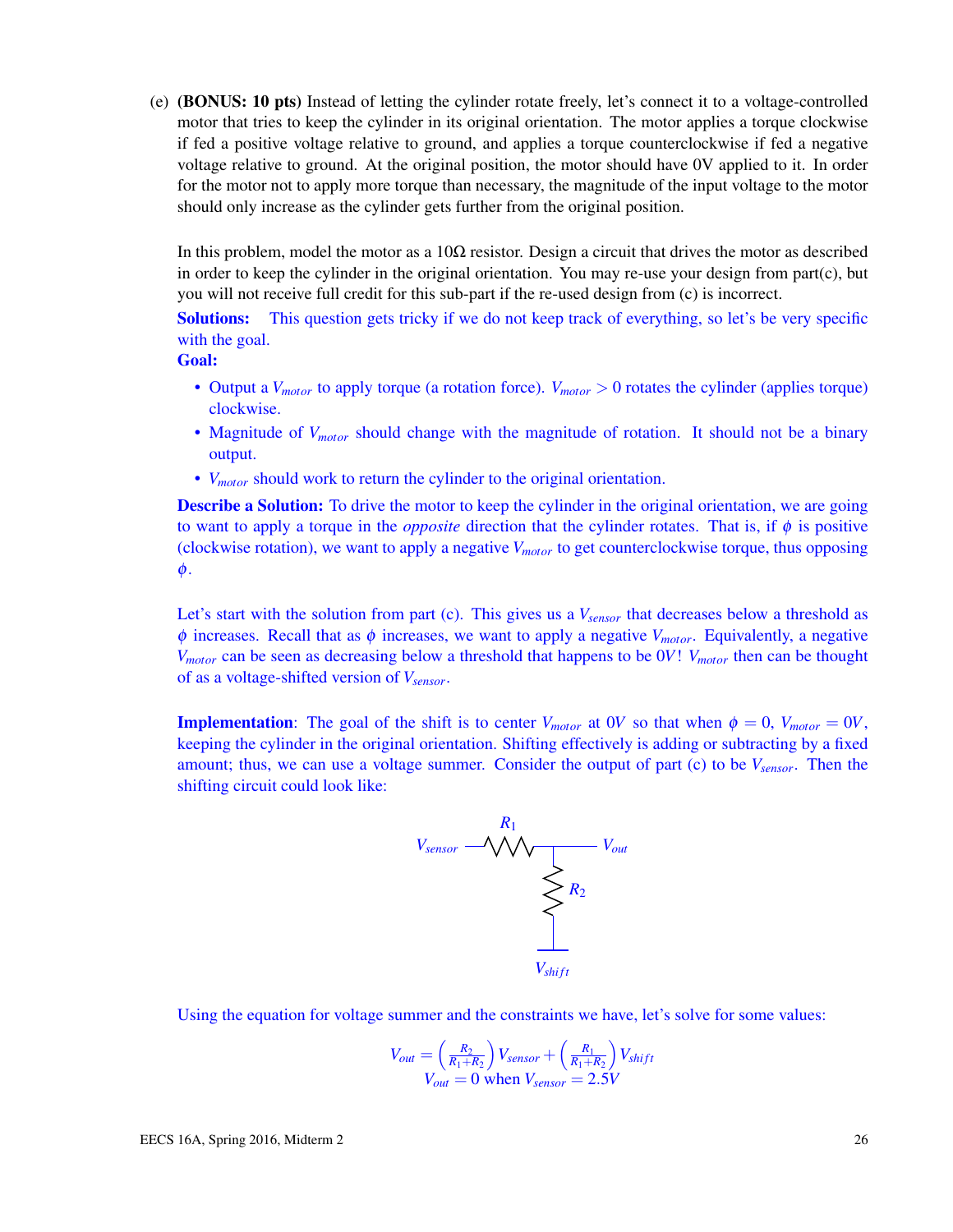(e) **(BONUS: 10 pts)** Instead of letting the cylinder rotate freely, let's connect it to a voltage-controlled motor that tries to keep the cylinder in its original orientation. The motor applies a torque clockwise if fed a positive voltage relative to ground, and applies a torque counterclockwise if fed a negative voltage relative to ground. At the original position, the motor should have 0V applied to it. In order for the motor not to apply more torque than necessary, the magnitude of the input voltage to the motor should only increase as the cylinder gets further from the original position.

In this problem, model the motor as a $10\Omega$ resistor. Design a circuit that drives the motor as described in order to keep the cylinder in the original orientation. You may re-use your design from part(c), but you will not receive full credit for this sub-part if the re-used design from (c) is incorrect.

**Solutions:** This question gets tricky if we do not keep track of everything, so let's be very specific with the goal.

**Goal:**

- Output a $V_{motor}$ to apply torque (a rotation force). $V_{motor} > 0$ rotates the cylinder (applies torque) clockwise.
- Magnitude of $V_{motor}$ should change with the magnitude of rotation. It should not be a binary output.
- $V_{motor}$ should work to return the cylinder to the original orientation.

**Describe a Solution:** To drive the motor to keep the cylinder in the original orientation, we are going to want to apply a torque in the *opposite* direction that the cylinder rotates. That is, if $\phi$ is positive (clockwise rotation), we want to apply a negative $V_{motor}$ to get counterclockwise torque, thus opposing $\phi$.

Let's start with the solution from part (c). This gives us a $V_{sensor}$ that decreases below a threshold as $\phi$ increases. Recall that as $\phi$ increases, we want to apply a negative $V_{motor}$. Equivalently, a negative $V_{motor}$ can be seen as decreasing below a threshold that happens to be $0V$! $V_{motor}$ then can be thought of as a voltage-shifted version of $V_{sensor}$.

**Implementation**: The goal of the shift is to center $V_{motor}$ at $0V$ so that when $\phi = 0$, $V_{motor} = 0V$, keeping the cylinder in the original orientation. Shifting effectively is adding or subtracting by a fixed amount; thus, we can use a voltage summer. Consider the output of part (c) to be $V_{sensor}$. Then the shifting circuit could look like:

$V_{sensor}$ —[$R_1$]— $V_{out}$, with $R_2$ connected from $V_{out}$ to $V_{shift}$

Using the equation for voltage summer and the constraints we have, let's solve for some values:

$$V_{out} = \left(\frac{R_2}{R_1+R_2}\right)V_{sensor} + \left(\frac{R_1}{R_1+R_2}\right)V_{shift}$$
$$V_{out} = 0 \text{ when } V_{sensor} = 2.5V$$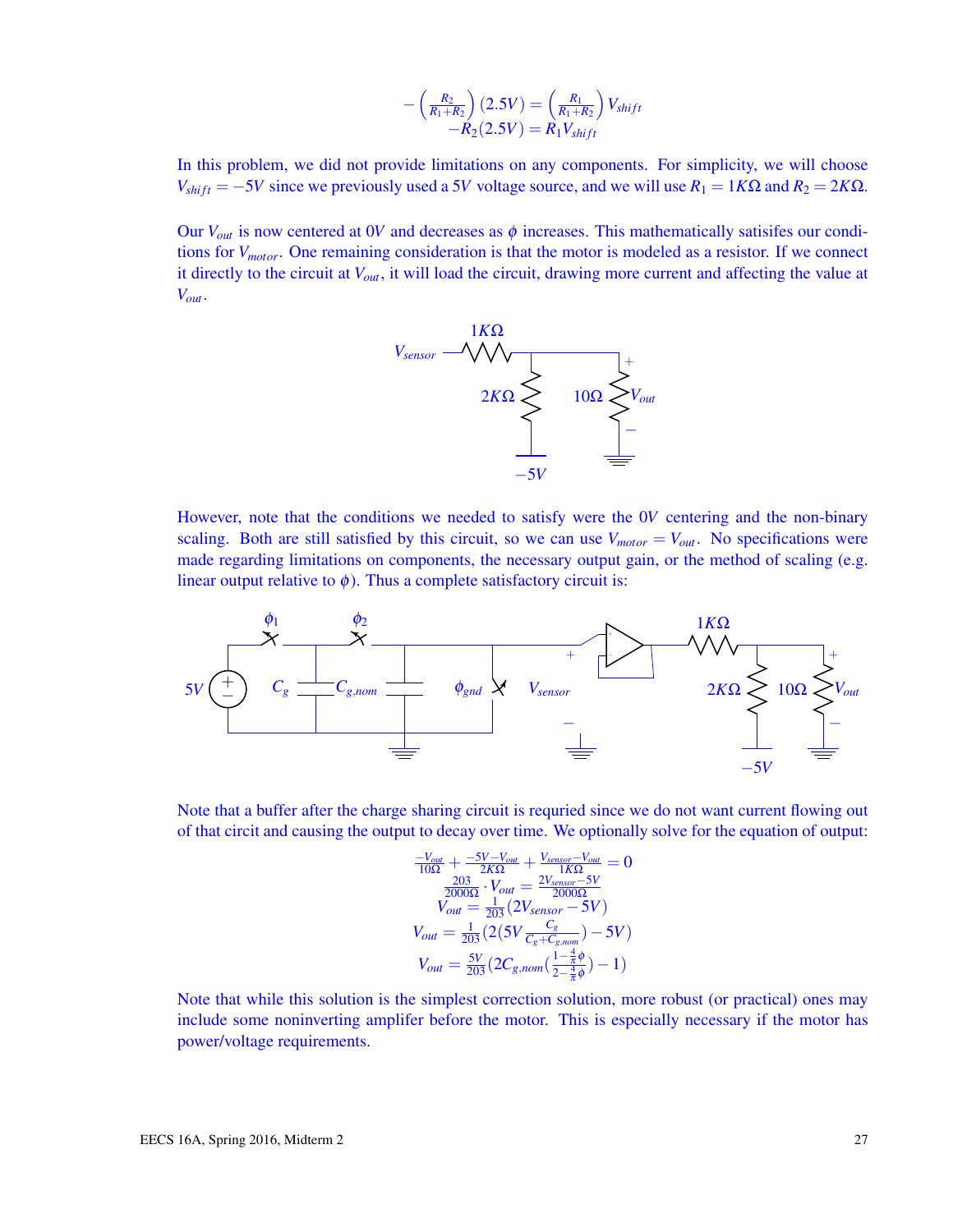$$-\left(\frac{R_2}{R_1+R_2}\right)(2.5V) = \left(\frac{R_1}{R_1+R_2}\right)V_{shift}$$
$$-R_2(2.5V) = R_1 V_{shift}$$

In this problem, we did not provide limitations on any components. For simplicity, we will choose $V_{shift} = -5V$ since we previously used a $5V$ voltage source, and we will use $R_1 = 1K\Omega$ and $R_2 = 2K\Omega$.

Our $V_{out}$ is now centered at $0V$ and decreases as $\phi$ increases. This mathematically satisifes our conditions for $V_{motor}$. One remaining consideration is that the motor is modeled as a resistor. If we connect it directly to the circuit at $V_{out}$, it will load the circuit, drawing more current and affecting the value at $V_{out}$.

However, note that the conditions we needed to satisfy were the $0V$ centering and the non-binary scaling. Both are still satisfied by this circuit, so we can use $V_{motor} = V_{out}$. No specifications were made regarding limitations on components, the necessary output gain, or the method of scaling (e.g. linear output relative to $\phi$). Thus a complete satisfactory circuit is:

Note that a buffer after the charge sharing circuit is requried since we do not want current flowing out of that circit and causing the output to decay over time. We optionally solve for the equation of output:

$$\frac{-V_{out}}{10\Omega} + \frac{-5V - V_{out}}{2K\Omega} + \frac{V_{sensor} - V_{out}}{1K\Omega} = 0$$
$$\frac{203}{2000\Omega} \cdot V_{out} = \frac{2V_{sensor} - 5V}{2000\Omega}$$
$$V_{out} = \frac{1}{203}(2V_{sensor} - 5V)$$
$$V_{out} = \frac{1}{203}\left(2\left(5V\frac{C_g}{C_g + C_{g,nom}}\right) - 5V\right)$$
$$V_{out} = \frac{5V}{203}\left(2C_{g,nom}\left(\frac{1-\frac{4}{\pi}\phi}{2-\frac{4}{\pi}\phi}\right) - 1\right)$$

Note that while this solution is the simplest correction solution, more robust (or practical) ones may include some noninverting amplifer before the motor. This is especially necessary if the motor has power/voltage requirements.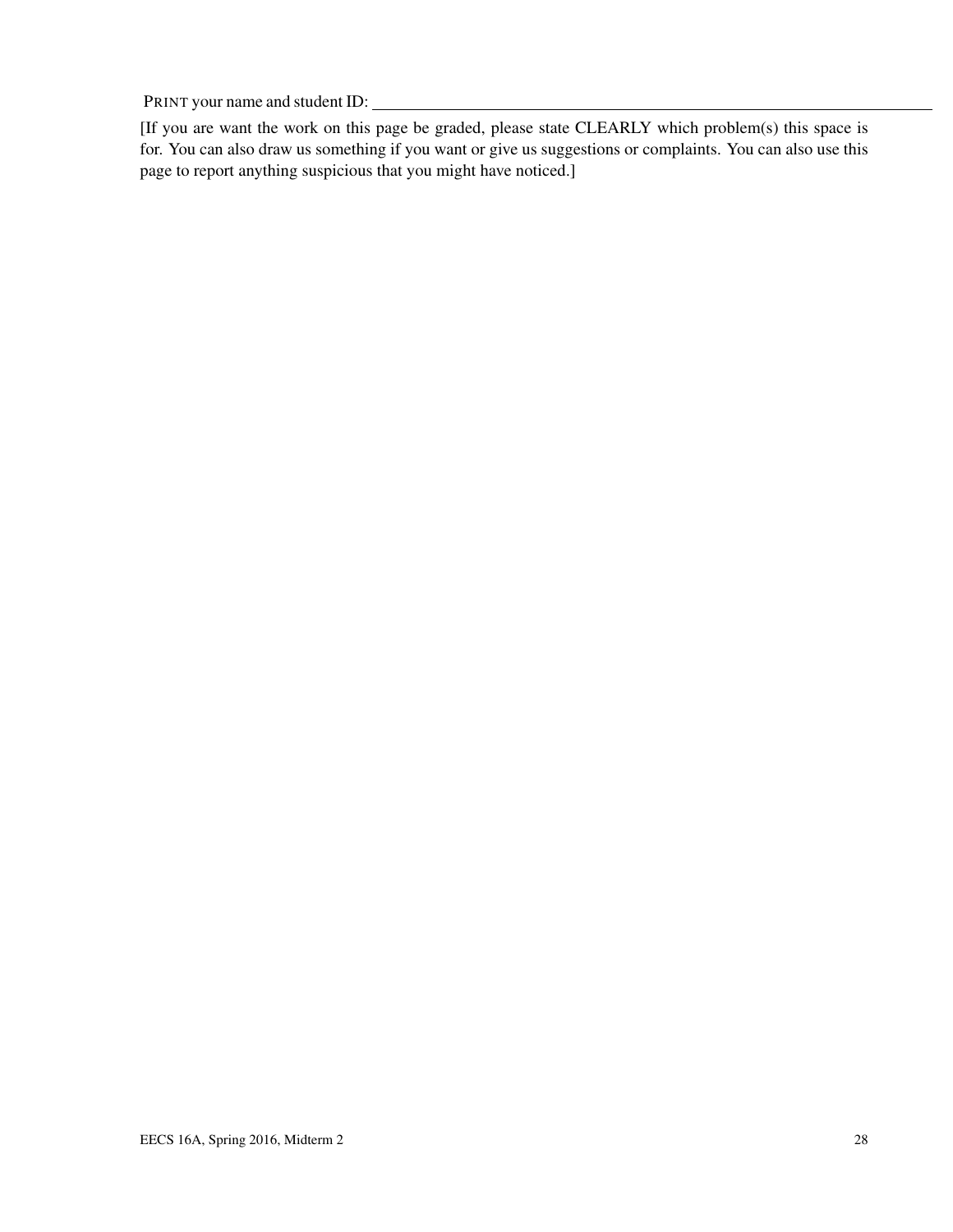PRINT your name and student ID: ____________________

[If you are want the work on this page be graded, please state CLEARLY which problem(s) this space is for. You can also draw us something if you want or give us suggestions or complaints. You can also use this page to report anything suspicious that you might have noticed.]